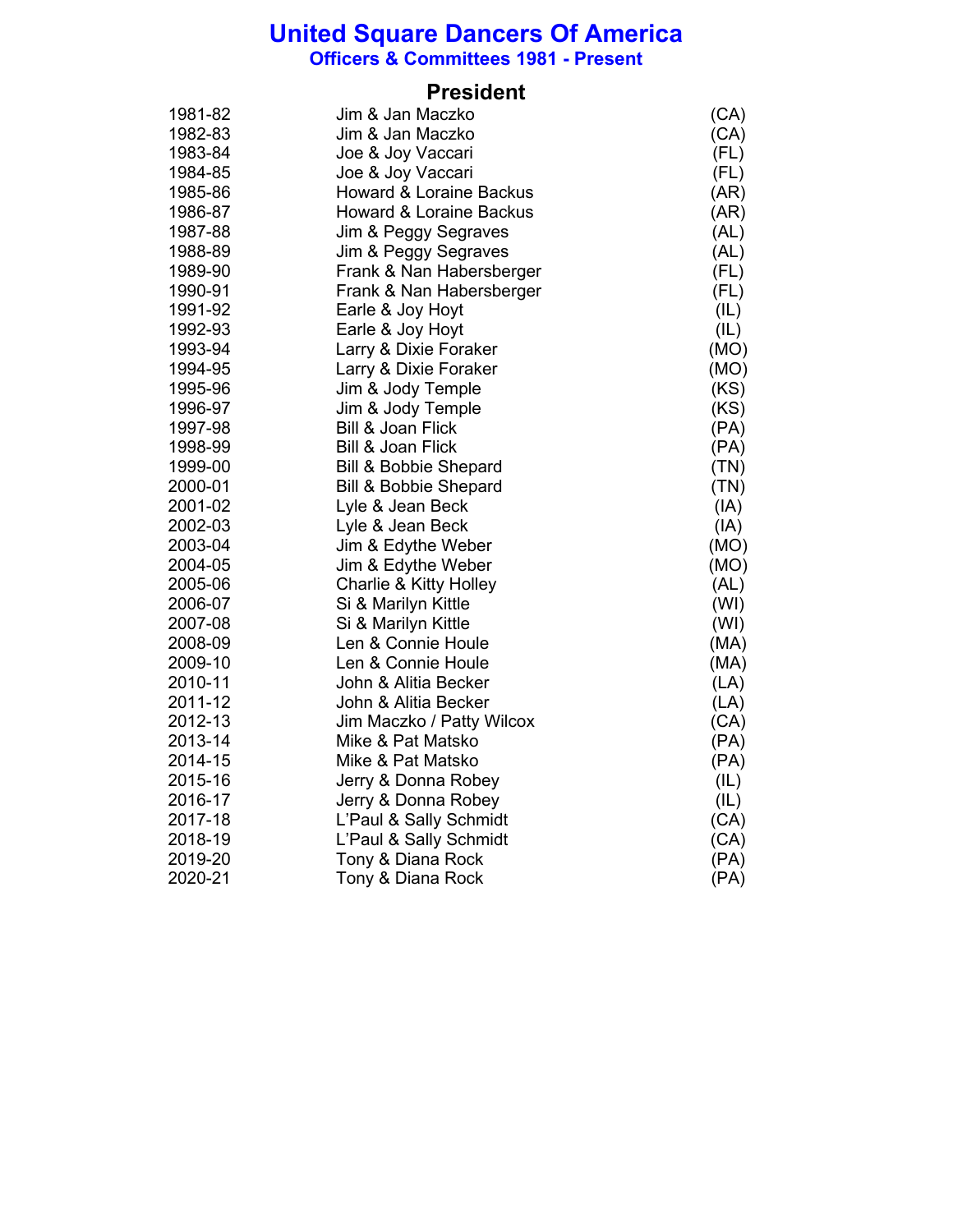# United Square Dancers Of America

## Officers & Committees 1981 - Present

### President

| | | |
|---|---|---|
| 1981-82 | Jim & Jan Maczko | (CA) |
| 1982-83 | Jim & Jan Maczko | (CA) |
| 1983-84 | Joe & Joy Vaccari | (FL) |
| 1984-85 | Joe & Joy Vaccari | (FL) |
| 1985-86 | Howard & Loraine Backus | (AR) |
| 1986-87 | Howard & Loraine Backus | (AR) |
| 1987-88 | Jim & Peggy Segraves | (AL) |
| 1988-89 | Jim & Peggy Segraves | (AL) |
| 1989-90 | Frank & Nan Habersberger | (FL) |
| 1990-91 | Frank & Nan Habersberger | (FL) |
| 1991-92 | Earle & Joy Hoyt | (IL) |
| 1992-93 | Earle & Joy Hoyt | (IL) |
| 1993-94 | Larry & Dixie Foraker | (MO) |
| 1994-95 | Larry & Dixie Foraker | (MO) |
| 1995-96 | Jim & Jody Temple | (KS) |
| 1996-97 | Jim & Jody Temple | (KS) |
| 1997-98 | Bill & Joan Flick | (PA) |
| 1998-99 | Bill & Joan Flick | (PA) |
| 1999-00 | Bill & Bobbie Shepard | (TN) |
| 2000-01 | Bill & Bobbie Shepard | (TN) |
| 2001-02 | Lyle & Jean Beck | (IA) |
| 2002-03 | Lyle & Jean Beck | (IA) |
| 2003-04 | Jim & Edythe Weber | (MO) |
| 2004-05 | Jim & Edythe Weber | (MO) |
| 2005-06 | Charlie & Kitty Holley | (AL) |
| 2006-07 | Si & Marilyn Kittle | (WI) |
| 2007-08 | Si & Marilyn Kittle | (WI) |
| 2008-09 | Len & Connie Houle | (MA) |
| 2009-10 | Len & Connie Houle | (MA) |
| 2010-11 | John & Alitia Becker | (LA) |
| 2011-12 | John & Alitia Becker | (LA) |
| 2012-13 | Jim Maczko / Patty Wilcox | (CA) |
| 2013-14 | Mike & Pat Matsko | (PA) |
| 2014-15 | Mike & Pat Matsko | (PA) |
| 2015-16 | Jerry & Donna Robey | (IL) |
| 2016-17 | Jerry & Donna Robey | (IL) |
| 2017-18 | L'Paul & Sally Schmidt | (CA) |
| 2018-19 | L'Paul & Sally Schmidt | (CA) |
| 2019-20 | Tony & Diana Rock | (PA) |
| 2020-21 | Tony & Diana Rock | (PA) |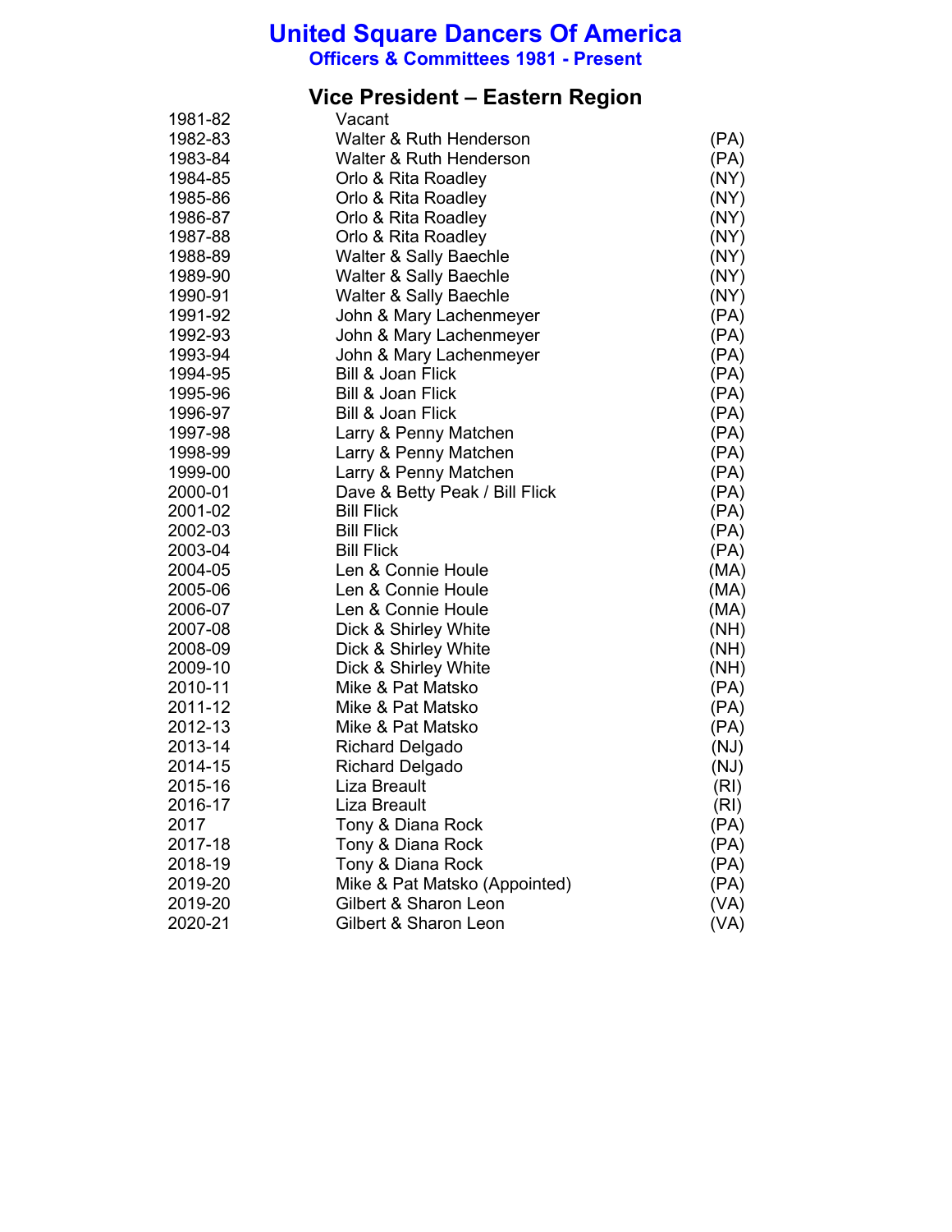# United Square Dancers Of America

### Officers & Committees 1981 - Present

## Vice President – Eastern Region

| | | |
|---|---|---|
| 1981-82 | Vacant | |
| 1982-83 | Walter & Ruth Henderson | (PA) |
| 1983-84 | Walter & Ruth Henderson | (PA) |
| 1984-85 | Orlo & Rita Roadley | (NY) |
| 1985-86 | Orlo & Rita Roadley | (NY) |
| 1986-87 | Orlo & Rita Roadley | (NY) |
| 1987-88 | Orlo & Rita Roadley | (NY) |
| 1988-89 | Walter & Sally Baechle | (NY) |
| 1989-90 | Walter & Sally Baechle | (NY) |
| 1990-91 | Walter & Sally Baechle | (NY) |
| 1991-92 | John & Mary Lachenmeyer | (PA) |
| 1992-93 | John & Mary Lachenmeyer | (PA) |
| 1993-94 | John & Mary Lachenmeyer | (PA) |
| 1994-95 | Bill & Joan Flick | (PA) |
| 1995-96 | Bill & Joan Flick | (PA) |
| 1996-97 | Bill & Joan Flick | (PA) |
| 1997-98 | Larry & Penny Matchen | (PA) |
| 1998-99 | Larry & Penny Matchen | (PA) |
| 1999-00 | Larry & Penny Matchen | (PA) |
| 2000-01 | Dave & Betty Peak / Bill Flick | (PA) |
| 2001-02 | Bill Flick | (PA) |
| 2002-03 | Bill Flick | (PA) |
| 2003-04 | Bill Flick | (PA) |
| 2004-05 | Len & Connie Houle | (MA) |
| 2005-06 | Len & Connie Houle | (MA) |
| 2006-07 | Len & Connie Houle | (MA) |
| 2007-08 | Dick & Shirley White | (NH) |
| 2008-09 | Dick & Shirley White | (NH) |
| 2009-10 | Dick & Shirley White | (NH) |
| 2010-11 | Mike & Pat Matsko | (PA) |
| 2011-12 | Mike & Pat Matsko | (PA) |
| 2012-13 | Mike & Pat Matsko | (PA) |
| 2013-14 | Richard Delgado | (NJ) |
| 2014-15 | Richard Delgado | (NJ) |
| 2015-16 | Liza Breault | (RI) |
| 2016-17 | Liza Breault | (RI) |
| 2017 | Tony & Diana Rock | (PA) |
| 2017-18 | Tony & Diana Rock | (PA) |
| 2018-19 | Tony & Diana Rock | (PA) |
| 2019-20 | Mike & Pat Matsko (Appointed) | (PA) |
| 2019-20 | Gilbert & Sharon Leon | (VA) |
| 2020-21 | Gilbert & Sharon Leon | (VA) |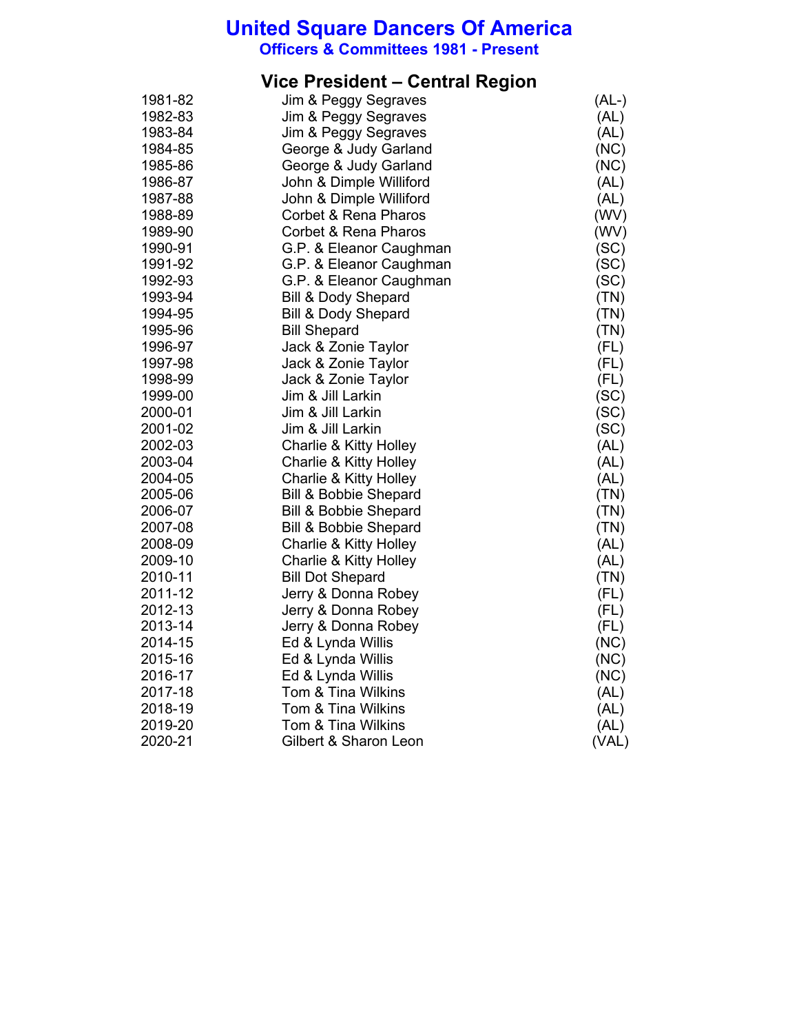# United Square Dancers Of America

## Officers & Committees 1981 - Present

### Vice President – Central Region

| | | |
|---|---|---|
| 1981-82 | Jim & Peggy Segraves | (AL-) |
| 1982-83 | Jim & Peggy Segraves | (AL) |
| 1983-84 | Jim & Peggy Segraves | (AL) |
| 1984-85 | George & Judy Garland | (NC) |
| 1985-86 | George & Judy Garland | (NC) |
| 1986-87 | John & Dimple Williford | (AL) |
| 1987-88 | John & Dimple Williford | (AL) |
| 1988-89 | Corbet & Rena Pharos | (WV) |
| 1989-90 | Corbet & Rena Pharos | (WV) |
| 1990-91 | G.P. & Eleanor Caughman | (SC) |
| 1991-92 | G.P. & Eleanor Caughman | (SC) |
| 1992-93 | G.P. & Eleanor Caughman | (SC) |
| 1993-94 | Bill & Dody Shepard | (TN) |
| 1994-95 | Bill & Dody Shepard | (TN) |
| 1995-96 | Bill Shepard | (TN) |
| 1996-97 | Jack & Zonie Taylor | (FL) |
| 1997-98 | Jack & Zonie Taylor | (FL) |
| 1998-99 | Jack & Zonie Taylor | (FL) |
| 1999-00 | Jim & Jill Larkin | (SC) |
| 2000-01 | Jim & Jill Larkin | (SC) |
| 2001-02 | Jim & Jill Larkin | (SC) |
| 2002-03 | Charlie & Kitty Holley | (AL) |
| 2003-04 | Charlie & Kitty Holley | (AL) |
| 2004-05 | Charlie & Kitty Holley | (AL) |
| 2005-06 | Bill & Bobbie Shepard | (TN) |
| 2006-07 | Bill & Bobbie Shepard | (TN) |
| 2007-08 | Bill & Bobbie Shepard | (TN) |
| 2008-09 | Charlie & Kitty Holley | (AL) |
| 2009-10 | Charlie & Kitty Holley | (AL) |
| 2010-11 | Bill Dot Shepard | (TN) |
| 2011-12 | Jerry & Donna Robey | (FL) |
| 2012-13 | Jerry & Donna Robey | (FL) |
| 2013-14 | Jerry & Donna Robey | (FL) |
| 2014-15 | Ed & Lynda Willis | (NC) |
| 2015-16 | Ed & Lynda Willis | (NC) |
| 2016-17 | Ed & Lynda Willis | (NC) |
| 2017-18 | Tom & Tina Wilkins | (AL) |
| 2018-19 | Tom & Tina Wilkins | (AL) |
| 2019-20 | Tom & Tina Wilkins | (AL) |
| 2020-21 | Gilbert & Sharon Leon | (VAL) |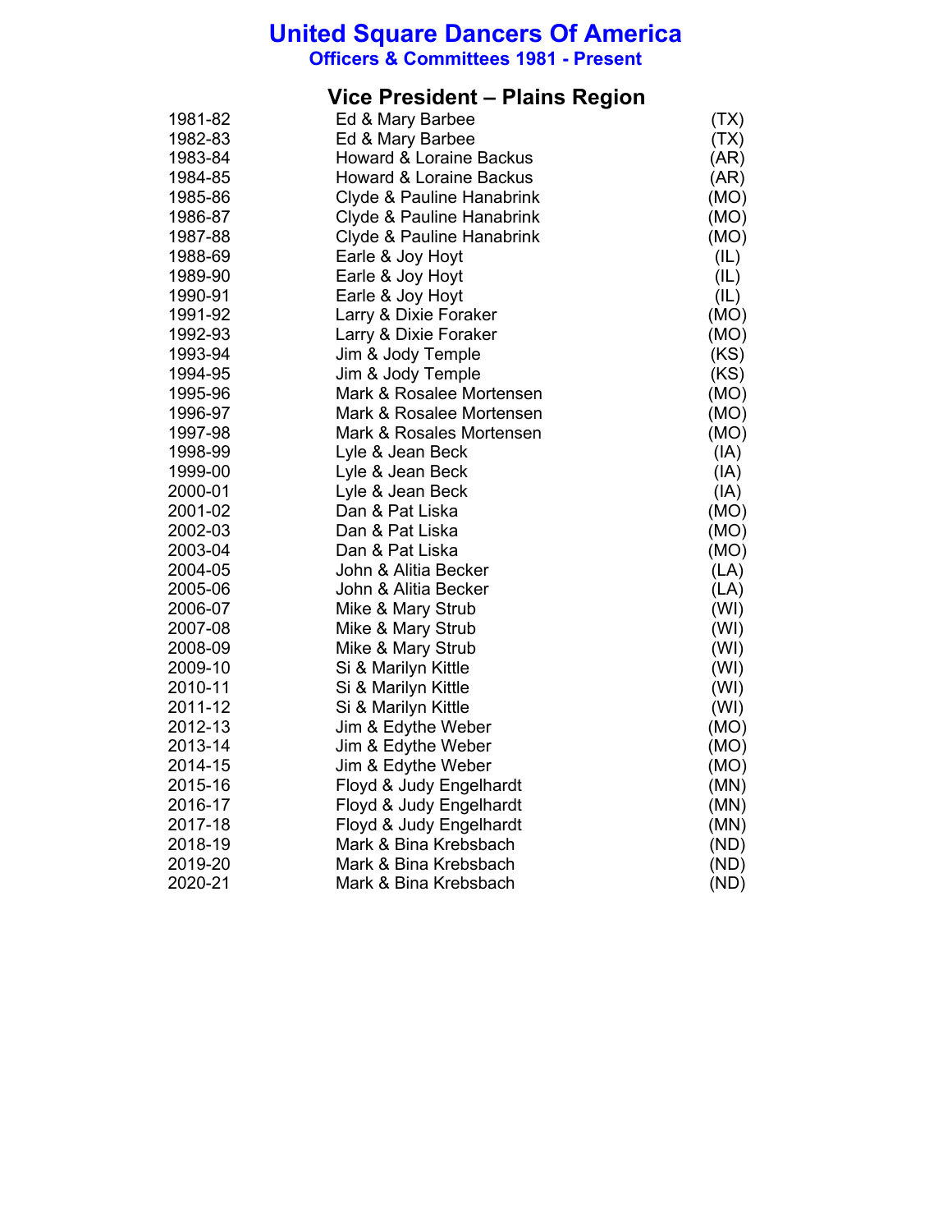# United Square Dancers Of America

## Officers & Committees 1981 - Present

### Vice President – Plains Region

| | | |
|---|---|---|
| 1981-82 | Ed & Mary Barbee | (TX) |
| 1982-83 | Ed & Mary Barbee | (TX) |
| 1983-84 | Howard & Loraine Backus | (AR) |
| 1984-85 | Howard & Loraine Backus | (AR) |
| 1985-86 | Clyde & Pauline Hanabrink | (MO) |
| 1986-87 | Clyde & Pauline Hanabrink | (MO) |
| 1987-88 | Clyde & Pauline Hanabrink | (MO) |
| 1988-69 | Earle & Joy Hoyt | (IL) |
| 1989-90 | Earle & Joy Hoyt | (IL) |
| 1990-91 | Earle & Joy Hoyt | (IL) |
| 1991-92 | Larry & Dixie Foraker | (MO) |
| 1992-93 | Larry & Dixie Foraker | (MO) |
| 1993-94 | Jim & Jody Temple | (KS) |
| 1994-95 | Jim & Jody Temple | (KS) |
| 1995-96 | Mark & Rosalee Mortensen | (MO) |
| 1996-97 | Mark & Rosalee Mortensen | (MO) |
| 1997-98 | Mark & Rosales Mortensen | (MO) |
| 1998-99 | Lyle & Jean Beck | (IA) |
| 1999-00 | Lyle & Jean Beck | (IA) |
| 2000-01 | Lyle & Jean Beck | (IA) |
| 2001-02 | Dan & Pat Liska | (MO) |
| 2002-03 | Dan & Pat Liska | (MO) |
| 2003-04 | Dan & Pat Liska | (MO) |
| 2004-05 | John & Alitia Becker | (LA) |
| 2005-06 | John & Alitia Becker | (LA) |
| 2006-07 | Mike & Mary Strub | (WI) |
| 2007-08 | Mike & Mary Strub | (WI) |
| 2008-09 | Mike & Mary Strub | (WI) |
| 2009-10 | Si & Marilyn Kittle | (WI) |
| 2010-11 | Si & Marilyn Kittle | (WI) |
| 2011-12 | Si & Marilyn Kittle | (WI) |
| 2012-13 | Jim & Edythe Weber | (MO) |
| 2013-14 | Jim & Edythe Weber | (MO) |
| 2014-15 | Jim & Edythe Weber | (MO) |
| 2015-16 | Floyd & Judy Engelhardt | (MN) |
| 2016-17 | Floyd & Judy Engelhardt | (MN) |
| 2017-18 | Floyd & Judy Engelhardt | (MN) |
| 2018-19 | Mark & Bina Krebsbach | (ND) |
| 2019-20 | Mark & Bina Krebsbach | (ND) |
| 2020-21 | Mark & Bina Krebsbach | (ND) |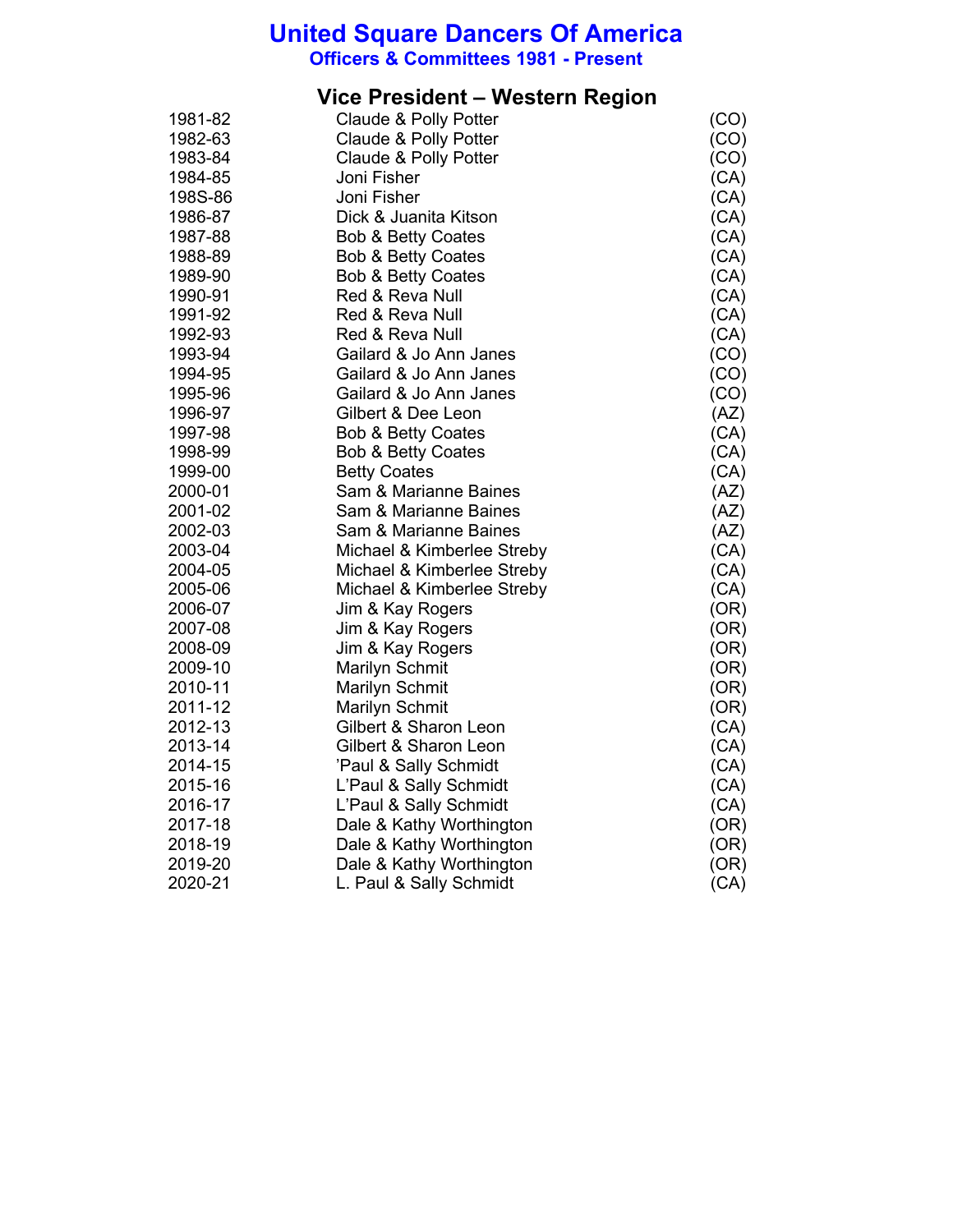# United Square Dancers Of America

**Officers & Committees 1981 - Present**

## Vice President – Western Region

| | | |
|---|---|---|
| 1981-82 | Claude & Polly Potter | (CO) |
| 1982-63 | Claude & Polly Potter | (CO) |
| 1983-84 | Claude & Polly Potter | (CO) |
| 1984-85 | Joni Fisher | (CA) |
| 198S-86 | Joni Fisher | (CA) |
| 1986-87 | Dick & Juanita Kitson | (CA) |
| 1987-88 | Bob & Betty Coates | (CA) |
| 1988-89 | Bob & Betty Coates | (CA) |
| 1989-90 | Bob & Betty Coates | (CA) |
| 1990-91 | Red & Reva Null | (CA) |
| 1991-92 | Red & Reva Null | (CA) |
| 1992-93 | Red & Reva Null | (CA) |
| 1993-94 | Gailard & Jo Ann Janes | (CO) |
| 1994-95 | Gailard & Jo Ann Janes | (CO) |
| 1995-96 | Gailard & Jo Ann Janes | (CO) |
| 1996-97 | Gilbert & Dee Leon | (AZ) |
| 1997-98 | Bob & Betty Coates | (CA) |
| 1998-99 | Bob & Betty Coates | (CA) |
| 1999-00 | Betty Coates | (CA) |
| 2000-01 | Sam & Marianne Baines | (AZ) |
| 2001-02 | Sam & Marianne Baines | (AZ) |
| 2002-03 | Sam & Marianne Baines | (AZ) |
| 2003-04 | Michael & Kimberlee Streby | (CA) |
| 2004-05 | Michael & Kimberlee Streby | (CA) |
| 2005-06 | Michael & Kimberlee Streby | (CA) |
| 2006-07 | Jim & Kay Rogers | (OR) |
| 2007-08 | Jim & Kay Rogers | (OR) |
| 2008-09 | Jim & Kay Rogers | (OR) |
| 2009-10 | Marilyn Schmit | (OR) |
| 2010-11 | Marilyn Schmit | (OR) |
| 2011-12 | Marilyn Schmit | (OR) |
| 2012-13 | Gilbert & Sharon Leon | (CA) |
| 2013-14 | Gilbert & Sharon Leon | (CA) |
| 2014-15 | 'Paul & Sally Schmidt | (CA) |
| 2015-16 | L'Paul & Sally Schmidt | (CA) |
| 2016-17 | L'Paul & Sally Schmidt | (CA) |
| 2017-18 | Dale & Kathy Worthington | (OR) |
| 2018-19 | Dale & Kathy Worthington | (OR) |
| 2019-20 | Dale & Kathy Worthington | (OR) |
| 2020-21 | L. Paul & Sally Schmidt | (CA) |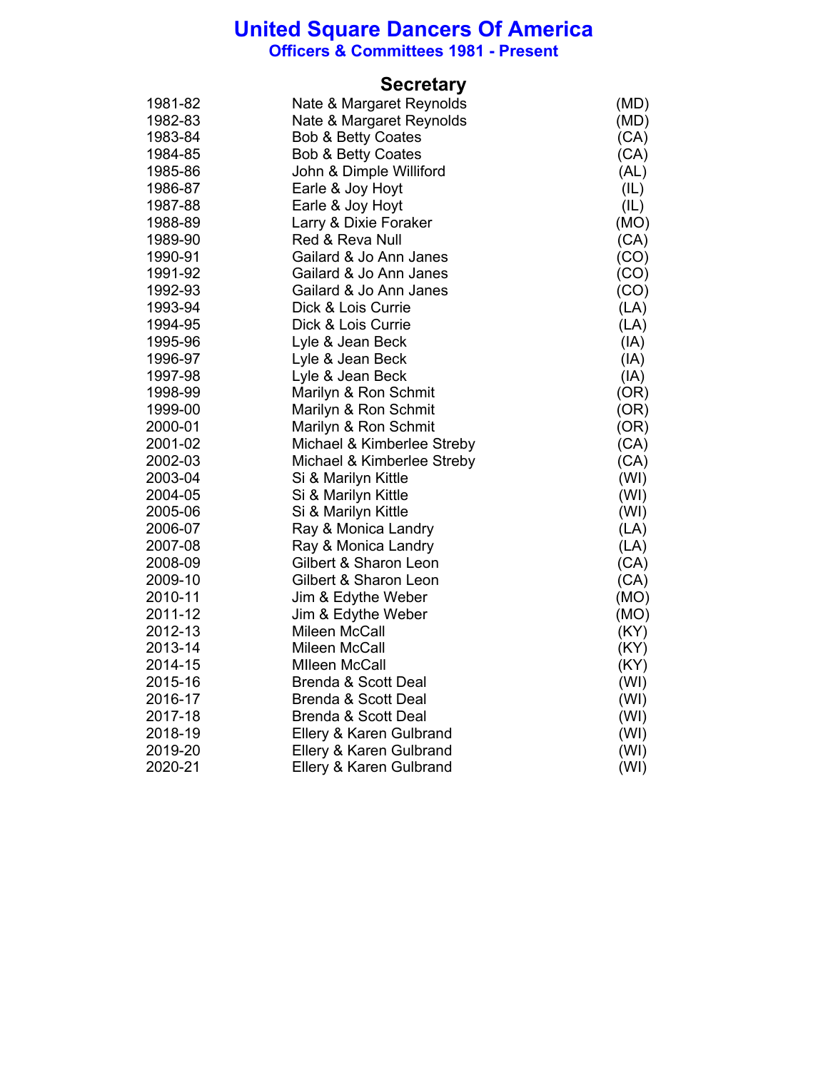# United Square Dancers Of America

## Officers & Committees 1981 - Present

### Secretary

| | | |
|---|---|---|
| 1981-82 | Nate & Margaret Reynolds | (MD) |
| 1982-83 | Nate & Margaret Reynolds | (MD) |
| 1983-84 | Bob & Betty Coates | (CA) |
| 1984-85 | Bob & Betty Coates | (CA) |
| 1985-86 | John & Dimple Williford | (AL) |
| 1986-87 | Earle & Joy Hoyt | (IL) |
| 1987-88 | Earle & Joy Hoyt | (IL) |
| 1988-89 | Larry & Dixie Foraker | (MO) |
| 1989-90 | Red & Reva Null | (CA) |
| 1990-91 | Gailard & Jo Ann Janes | (CO) |
| 1991-92 | Gailard & Jo Ann Janes | (CO) |
| 1992-93 | Gailard & Jo Ann Janes | (CO) |
| 1993-94 | Dick & Lois Currie | (LA) |
| 1994-95 | Dick & Lois Currie | (LA) |
| 1995-96 | Lyle & Jean Beck | (IA) |
| 1996-97 | Lyle & Jean Beck | (IA) |
| 1997-98 | Lyle & Jean Beck | (IA) |
| 1998-99 | Marilyn & Ron Schmit | (OR) |
| 1999-00 | Marilyn & Ron Schmit | (OR) |
| 2000-01 | Marilyn & Ron Schmit | (OR) |
| 2001-02 | Michael & Kimberlee Streby | (CA) |
| 2002-03 | Michael & Kimberlee Streby | (CA) |
| 2003-04 | Si & Marilyn Kittle | (WI) |
| 2004-05 | Si & Marilyn Kittle | (WI) |
| 2005-06 | Si & Marilyn Kittle | (WI) |
| 2006-07 | Ray & Monica Landry | (LA) |
| 2007-08 | Ray & Monica Landry | (LA) |
| 2008-09 | Gilbert & Sharon Leon | (CA) |
| 2009-10 | Gilbert & Sharon Leon | (CA) |
| 2010-11 | Jim & Edythe Weber | (MO) |
| 2011-12 | Jim & Edythe Weber | (MO) |
| 2012-13 | Mileen McCall | (KY) |
| 2013-14 | Mileen McCall | (KY) |
| 2014-15 | MIleen McCall | (KY) |
| 2015-16 | Brenda & Scott Deal | (WI) |
| 2016-17 | Brenda & Scott Deal | (WI) |
| 2017-18 | Brenda & Scott Deal | (WI) |
| 2018-19 | Ellery & Karen Gulbrand | (WI) |
| 2019-20 | Ellery & Karen Gulbrand | (WI) |
| 2020-21 | Ellery & Karen Gulbrand | (WI) |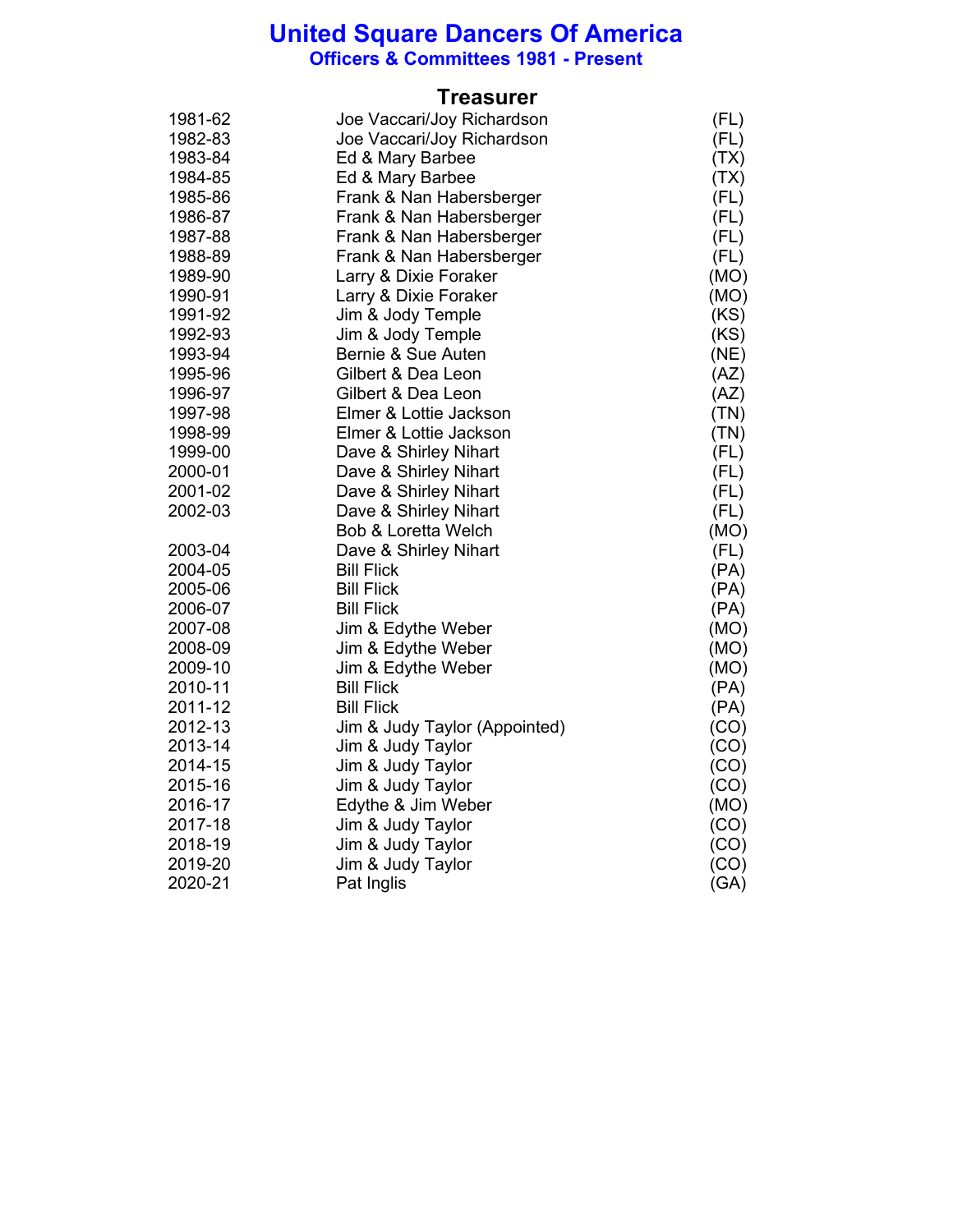# United Square Dancers Of America

## Officers & Committees 1981 - Present

### Treasurer

| | | |
|---|---|---|
| 1981-62 | Joe Vaccari/Joy Richardson | (FL) |
| 1982-83 | Joe Vaccari/Joy Richardson | (FL) |
| 1983-84 | Ed & Mary Barbee | (TX) |
| 1984-85 | Ed & Mary Barbee | (TX) |
| 1985-86 | Frank & Nan Habersberger | (FL) |
| 1986-87 | Frank & Nan Habersberger | (FL) |
| 1987-88 | Frank & Nan Habersberger | (FL) |
| 1988-89 | Frank & Nan Habersberger | (FL) |
| 1989-90 | Larry & Dixie Foraker | (MO) |
| 1990-91 | Larry & Dixie Foraker | (MO) |
| 1991-92 | Jim & Jody Temple | (KS) |
| 1992-93 | Jim & Jody Temple | (KS) |
| 1993-94 | Bernie & Sue Auten | (NE) |
| 1995-96 | Gilbert & Dea Leon | (AZ) |
| 1996-97 | Gilbert & Dea Leon | (AZ) |
| 1997-98 | Elmer & Lottie Jackson | (TN) |
| 1998-99 | Elmer & Lottie Jackson | (TN) |
| 1999-00 | Dave & Shirley Nihart | (FL) |
| 2000-01 | Dave & Shirley Nihart | (FL) |
| 2001-02 | Dave & Shirley Nihart | (FL) |
| 2002-03 | Dave & Shirley Nihart | (FL) |
| | Bob & Loretta Welch | (MO) |
| 2003-04 | Dave & Shirley Nihart | (FL) |
| 2004-05 | Bill Flick | (PA) |
| 2005-06 | Bill Flick | (PA) |
| 2006-07 | Bill Flick | (PA) |
| 2007-08 | Jim & Edythe Weber | (MO) |
| 2008-09 | Jim & Edythe Weber | (MO) |
| 2009-10 | Jim & Edythe Weber | (MO) |
| 2010-11 | Bill Flick | (PA) |
| 2011-12 | Bill Flick | (PA) |
| 2012-13 | Jim & Judy Taylor (Appointed) | (CO) |
| 2013-14 | Jim & Judy Taylor | (CO) |
| 2014-15 | Jim & Judy Taylor | (CO) |
| 2015-16 | Jim & Judy Taylor | (CO) |
| 2016-17 | Edythe & Jim Weber | (MO) |
| 2017-18 | Jim & Judy Taylor | (CO) |
| 2018-19 | Jim & Judy Taylor | (CO) |
| 2019-20 | Jim & Judy Taylor | (CO) |
| 2020-21 | Pat Inglis | (GA) |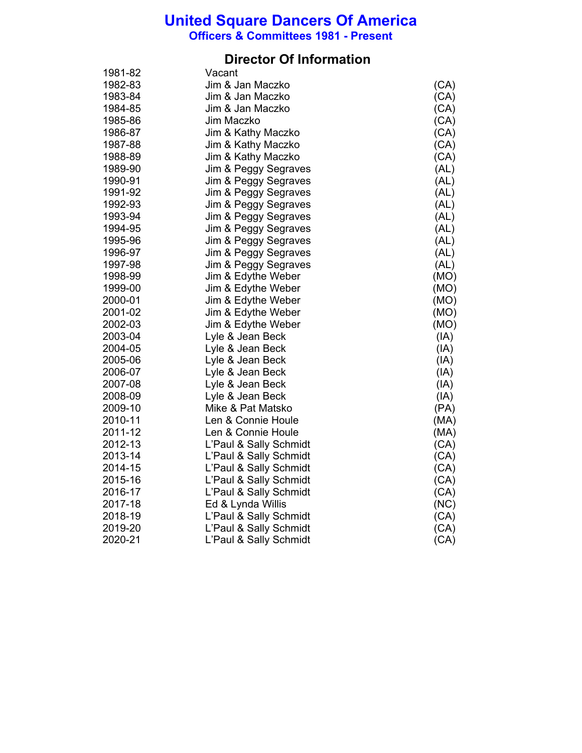# United Square Dancers Of America

## Officers & Committees 1981 - Present

### Director Of Information

| | | |
|---|---|---|
| 1981-82 | Vacant | |
| 1982-83 | Jim & Jan Maczko | (CA) |
| 1983-84 | Jim & Jan Maczko | (CA) |
| 1984-85 | Jim & Jan Maczko | (CA) |
| 1985-86 | Jim Maczko | (CA) |
| 1986-87 | Jim & Kathy Maczko | (CA) |
| 1987-88 | Jim & Kathy Maczko | (CA) |
| 1988-89 | Jim & Kathy Maczko | (CA) |
| 1989-90 | Jim & Peggy Segraves | (AL) |
| 1990-91 | Jim & Peggy Segraves | (AL) |
| 1991-92 | Jim & Peggy Segraves | (AL) |
| 1992-93 | Jim & Peggy Segraves | (AL) |
| 1993-94 | Jim & Peggy Segraves | (AL) |
| 1994-95 | Jim & Peggy Segraves | (AL) |
| 1995-96 | Jim & Peggy Segraves | (AL) |
| 1996-97 | Jim & Peggy Segraves | (AL) |
| 1997-98 | Jim & Peggy Segraves | (AL) |
| 1998-99 | Jim & Edythe Weber | (MO) |
| 1999-00 | Jim & Edythe Weber | (MO) |
| 2000-01 | Jim & Edythe Weber | (MO) |
| 2001-02 | Jim & Edythe Weber | (MO) |
| 2002-03 | Jim & Edythe Weber | (MO) |
| 2003-04 | Lyle & Jean Beck | (IA) |
| 2004-05 | Lyle & Jean Beck | (IA) |
| 2005-06 | Lyle & Jean Beck | (IA) |
| 2006-07 | Lyle & Jean Beck | (IA) |
| 2007-08 | Lyle & Jean Beck | (IA) |
| 2008-09 | Lyle & Jean Beck | (IA) |
| 2009-10 | Mike & Pat Matsko | (PA) |
| 2010-11 | Len & Connie Houle | (MA) |
| 2011-12 | Len & Connie Houle | (MA) |
| 2012-13 | L'Paul & Sally Schmidt | (CA) |
| 2013-14 | L'Paul & Sally Schmidt | (CA) |
| 2014-15 | L'Paul & Sally Schmidt | (CA) |
| 2015-16 | L'Paul & Sally Schmidt | (CA) |
| 2016-17 | L'Paul & Sally Schmidt | (CA) |
| 2017-18 | Ed & Lynda Willis | (NC) |
| 2018-19 | L'Paul & Sally Schmidt | (CA) |
| 2019-20 | L'Paul & Sally Schmidt | (CA) |
| 2020-21 | L'Paul & Sally Schmidt | (CA) |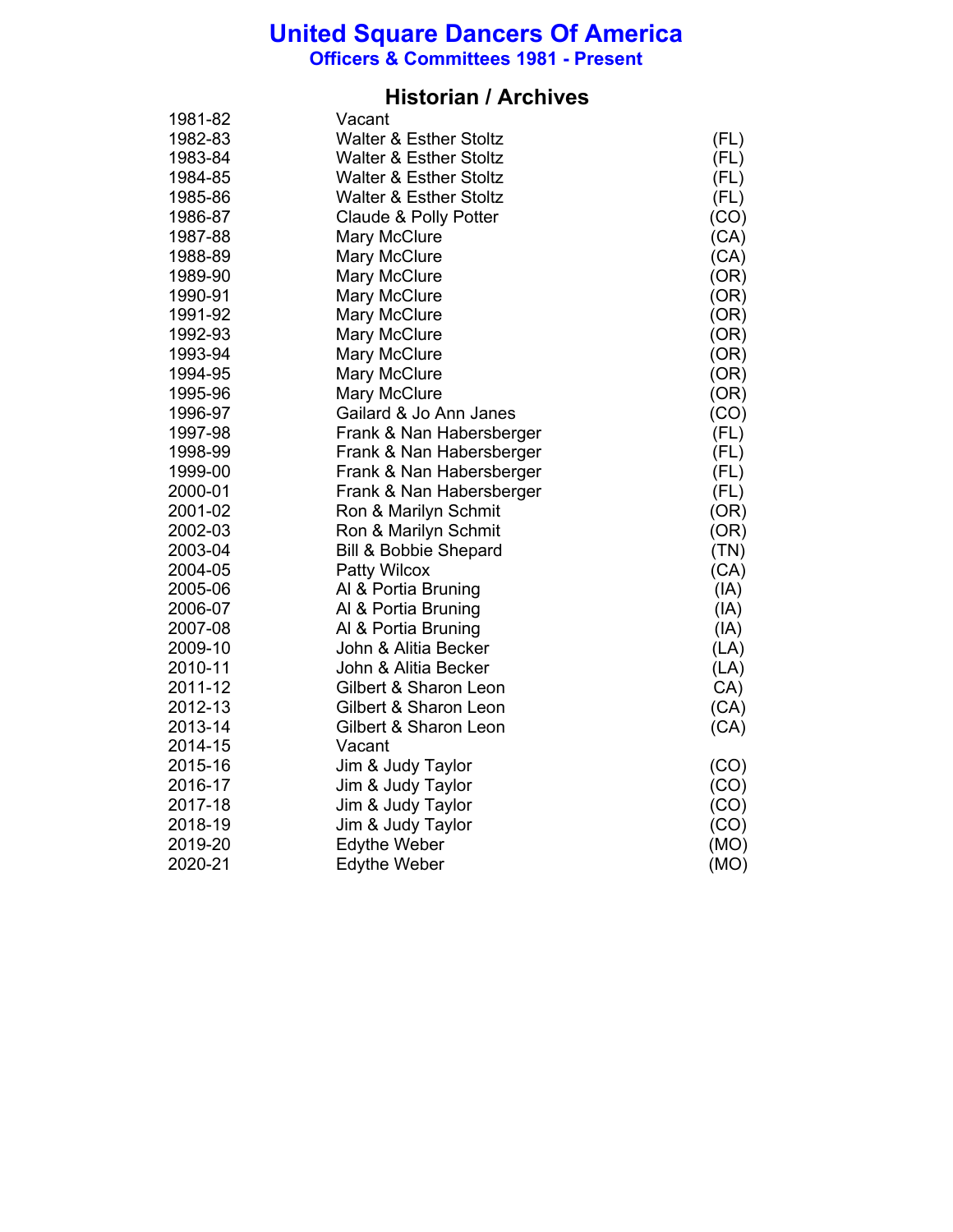# United Square Dancers Of America

## Officers & Committees 1981 - Present

### Historian / Archives

| | | |
|---|---|---|
| 1981-82 | Vacant | |
| 1982-83 | Walter & Esther Stoltz | (FL) |
| 1983-84 | Walter & Esther Stoltz | (FL) |
| 1984-85 | Walter & Esther Stoltz | (FL) |
| 1985-86 | Walter & Esther Stoltz | (FL) |
| 1986-87 | Claude & Polly Potter | (CO) |
| 1987-88 | Mary McClure | (CA) |
| 1988-89 | Mary McClure | (CA) |
| 1989-90 | Mary McClure | (OR) |
| 1990-91 | Mary McClure | (OR) |
| 1991-92 | Mary McClure | (OR) |
| 1992-93 | Mary McClure | (OR) |
| 1993-94 | Mary McClure | (OR) |
| 1994-95 | Mary McClure | (OR) |
| 1995-96 | Mary McClure | (OR) |
| 1996-97 | Gailard & Jo Ann Janes | (CO) |
| 1997-98 | Frank & Nan Habersberger | (FL) |
| 1998-99 | Frank & Nan Habersberger | (FL) |
| 1999-00 | Frank & Nan Habersberger | (FL) |
| 2000-01 | Frank & Nan Habersberger | (FL) |
| 2001-02 | Ron & Marilyn Schmit | (OR) |
| 2002-03 | Ron & Marilyn Schmit | (OR) |
| 2003-04 | Bill & Bobbie Shepard | (TN) |
| 2004-05 | Patty Wilcox | (CA) |
| 2005-06 | Al & Portia Bruning | (IA) |
| 2006-07 | Al & Portia Bruning | (IA) |
| 2007-08 | Al & Portia Bruning | (IA) |
| 2009-10 | John & Alitia Becker | (LA) |
| 2010-11 | John & Alitia Becker | (LA) |
| 2011-12 | Gilbert & Sharon Leon | CA) |
| 2012-13 | Gilbert & Sharon Leon | (CA) |
| 2013-14 | Gilbert & Sharon Leon | (CA) |
| 2014-15 | Vacant | |
| 2015-16 | Jim & Judy Taylor | (CO) |
| 2016-17 | Jim & Judy Taylor | (CO) |
| 2017-18 | Jim & Judy Taylor | (CO) |
| 2018-19 | Jim & Judy Taylor | (CO) |
| 2019-20 | Edythe Weber | (MO) |
| 2020-21 | Edythe Weber | (MO) |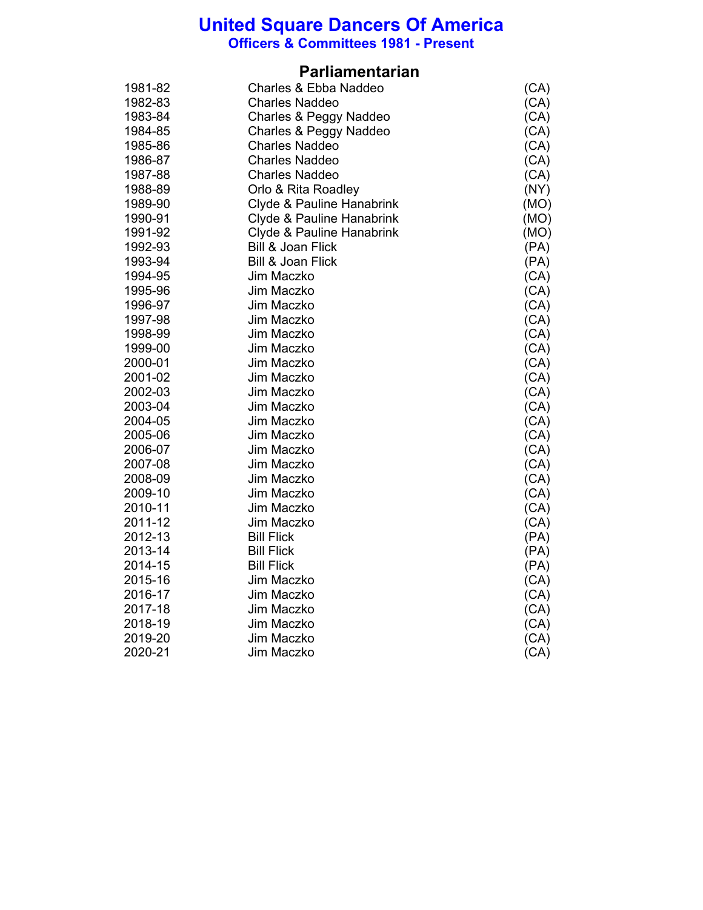# United Square Dancers Of America

## Officers & Committees 1981 - Present

### Parliamentarian

| | | |
|---|---|---|
| 1981-82 | Charles & Ebba Naddeo | (CA) |
| 1982-83 | Charles Naddeo | (CA) |
| 1983-84 | Charles & Peggy Naddeo | (CA) |
| 1984-85 | Charles & Peggy Naddeo | (CA) |
| 1985-86 | Charles Naddeo | (CA) |
| 1986-87 | Charles Naddeo | (CA) |
| 1987-88 | Charles Naddeo | (CA) |
| 1988-89 | Orlo & Rita Roadley | (NY) |
| 1989-90 | Clyde & Pauline Hanabrink | (MO) |
| 1990-91 | Clyde & Pauline Hanabrink | (MO) |
| 1991-92 | Clyde & Pauline Hanabrink | (MO) |
| 1992-93 | Bill & Joan Flick | (PA) |
| 1993-94 | Bill & Joan Flick | (PA) |
| 1994-95 | Jim Maczko | (CA) |
| 1995-96 | Jim Maczko | (CA) |
| 1996-97 | Jim Maczko | (CA) |
| 1997-98 | Jim Maczko | (CA) |
| 1998-99 | Jim Maczko | (CA) |
| 1999-00 | Jim Maczko | (CA) |
| 2000-01 | Jim Maczko | (CA) |
| 2001-02 | Jim Maczko | (CA) |
| 2002-03 | Jim Maczko | (CA) |
| 2003-04 | Jim Maczko | (CA) |
| 2004-05 | Jim Maczko | (CA) |
| 2005-06 | Jim Maczko | (CA) |
| 2006-07 | Jim Maczko | (CA) |
| 2007-08 | Jim Maczko | (CA) |
| 2008-09 | Jim Maczko | (CA) |
| 2009-10 | Jim Maczko | (CA) |
| 2010-11 | Jim Maczko | (CA) |
| 2011-12 | Jim Maczko | (CA) |
| 2012-13 | Bill Flick | (PA) |
| 2013-14 | Bill Flick | (PA) |
| 2014-15 | Bill Flick | (PA) |
| 2015-16 | Jim Maczko | (CA) |
| 2016-17 | Jim Maczko | (CA) |
| 2017-18 | Jim Maczko | (CA) |
| 2018-19 | Jim Maczko | (CA) |
| 2019-20 | Jim Maczko | (CA) |
| 2020-21 | Jim Maczko | (CA) |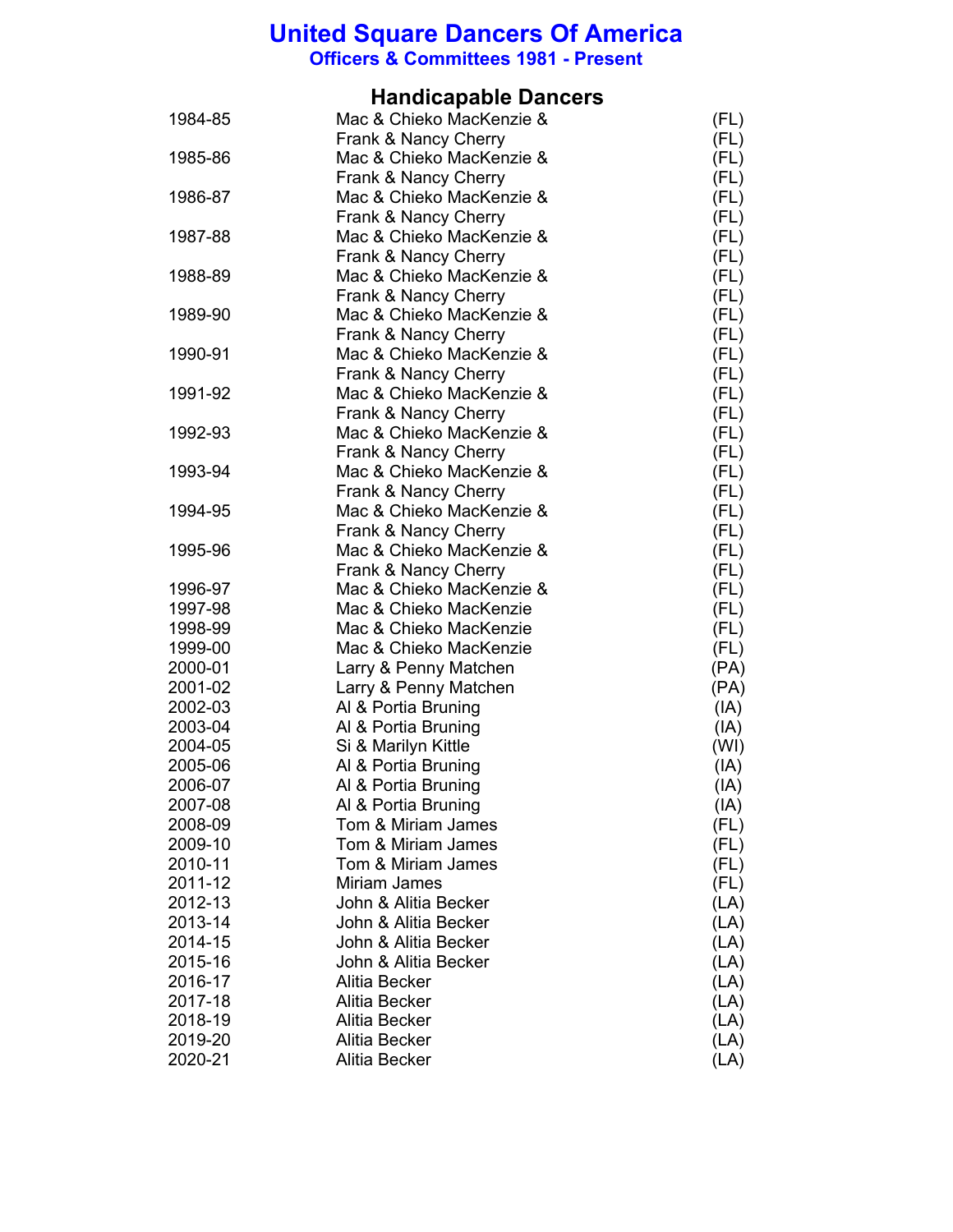# United Square Dancers Of America

## Officers & Committees 1981 - Present

### Handicapable Dancers

| Year | Name | State |
|---|---|---|
| 1984-85 | Mac & Chieko MacKenzie & | (FL) |
| | Frank & Nancy Cherry | (FL) |
| 1985-86 | Mac & Chieko MacKenzie & | (FL) |
| | Frank & Nancy Cherry | (FL) |
| 1986-87 | Mac & Chieko MacKenzie & | (FL) |
| | Frank & Nancy Cherry | (FL) |
| 1987-88 | Mac & Chieko MacKenzie & | (FL) |
| | Frank & Nancy Cherry | (FL) |
| 1988-89 | Mac & Chieko MacKenzie & | (FL) |
| | Frank & Nancy Cherry | (FL) |
| 1989-90 | Mac & Chieko MacKenzie & | (FL) |
| | Frank & Nancy Cherry | (FL) |
| 1990-91 | Mac & Chieko MacKenzie & | (FL) |
| | Frank & Nancy Cherry | (FL) |
| 1991-92 | Mac & Chieko MacKenzie & | (FL) |
| | Frank & Nancy Cherry | (FL) |
| 1992-93 | Mac & Chieko MacKenzie & | (FL) |
| | Frank & Nancy Cherry | (FL) |
| 1993-94 | Mac & Chieko MacKenzie & | (FL) |
| | Frank & Nancy Cherry | (FL) |
| 1994-95 | Mac & Chieko MacKenzie & | (FL) |
| | Frank & Nancy Cherry | (FL) |
| 1995-96 | Mac & Chieko MacKenzie & | (FL) |
| | Frank & Nancy Cherry | (FL) |
| 1996-97 | Mac & Chieko MacKenzie & | (FL) |
| 1997-98 | Mac & Chieko MacKenzie | (FL) |
| 1998-99 | Mac & Chieko MacKenzie | (FL) |
| 1999-00 | Mac & Chieko MacKenzie | (FL) |
| 2000-01 | Larry & Penny Matchen | (PA) |
| 2001-02 | Larry & Penny Matchen | (PA) |
| 2002-03 | Al & Portia Bruning | (IA) |
| 2003-04 | Al & Portia Bruning | (IA) |
| 2004-05 | Si & Marilyn Kittle | (WI) |
| 2005-06 | Al & Portia Bruning | (IA) |
| 2006-07 | Al & Portia Bruning | (IA) |
| 2007-08 | Al & Portia Bruning | (IA) |
| 2008-09 | Tom & Miriam James | (FL) |
| 2009-10 | Tom & Miriam James | (FL) |
| 2010-11 | Tom & Miriam James | (FL) |
| 2011-12 | Miriam James | (FL) |
| 2012-13 | John & Alitia Becker | (LA) |
| 2013-14 | John & Alitia Becker | (LA) |
| 2014-15 | John & Alitia Becker | (LA) |
| 2015-16 | John & Alitia Becker | (LA) |
| 2016-17 | Alitia Becker | (LA) |
| 2017-18 | Alitia Becker | (LA) |
| 2018-19 | Alitia Becker | (LA) |
| 2019-20 | Alitia Becker | (LA) |
| 2020-21 | Alitia Becker | (LA) |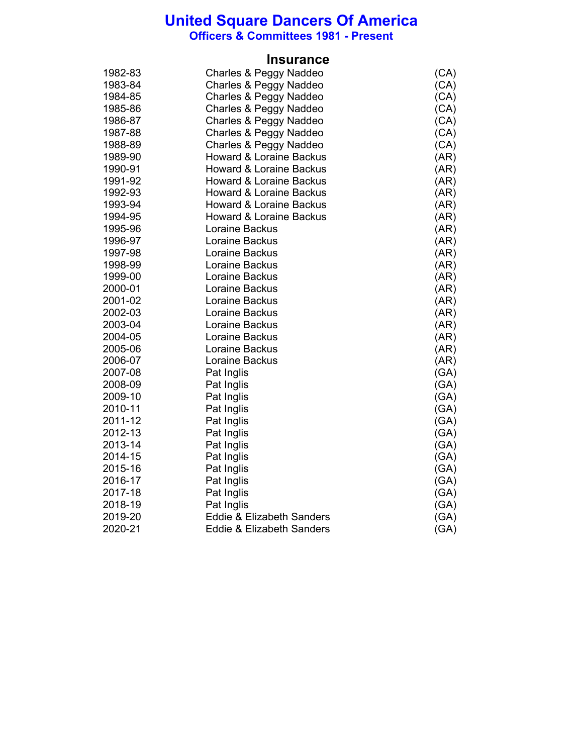# United Square Dancers Of America

## Officers & Committees 1981 - Present

### Insurance

| | | |
|---|---|---|
| 1982-83 | Charles & Peggy Naddeo | (CA) |
| 1983-84 | Charles & Peggy Naddeo | (CA) |
| 1984-85 | Charles & Peggy Naddeo | (CA) |
| 1985-86 | Charles & Peggy Naddeo | (CA) |
| 1986-87 | Charles & Peggy Naddeo | (CA) |
| 1987-88 | Charles & Peggy Naddeo | (CA) |
| 1988-89 | Charles & Peggy Naddeo | (CA) |
| 1989-90 | Howard & Loraine Backus | (AR) |
| 1990-91 | Howard & Loraine Backus | (AR) |
| 1991-92 | Howard & Loraine Backus | (AR) |
| 1992-93 | Howard & Loraine Backus | (AR) |
| 1993-94 | Howard & Loraine Backus | (AR) |
| 1994-95 | Howard & Loraine Backus | (AR) |
| 1995-96 | Loraine Backus | (AR) |
| 1996-97 | Loraine Backus | (AR) |
| 1997-98 | Loraine Backus | (AR) |
| 1998-99 | Loraine Backus | (AR) |
| 1999-00 | Loraine Backus | (AR) |
| 2000-01 | Loraine Backus | (AR) |
| 2001-02 | Loraine Backus | (AR) |
| 2002-03 | Loraine Backus | (AR) |
| 2003-04 | Loraine Backus | (AR) |
| 2004-05 | Loraine Backus | (AR) |
| 2005-06 | Loraine Backus | (AR) |
| 2006-07 | Loraine Backus | (AR) |
| 2007-08 | Pat Inglis | (GA) |
| 2008-09 | Pat Inglis | (GA) |
| 2009-10 | Pat Inglis | (GA) |
| 2010-11 | Pat Inglis | (GA) |
| 2011-12 | Pat Inglis | (GA) |
| 2012-13 | Pat Inglis | (GA) |
| 2013-14 | Pat Inglis | (GA) |
| 2014-15 | Pat Inglis | (GA) |
| 2015-16 | Pat Inglis | (GA) |
| 2016-17 | Pat Inglis | (GA) |
| 2017-18 | Pat Inglis | (GA) |
| 2018-19 | Pat Inglis | (GA) |
| 2019-20 | Eddie & Elizabeth Sanders | (GA) |
| 2020-21 | Eddie & Elizabeth Sanders | (GA) |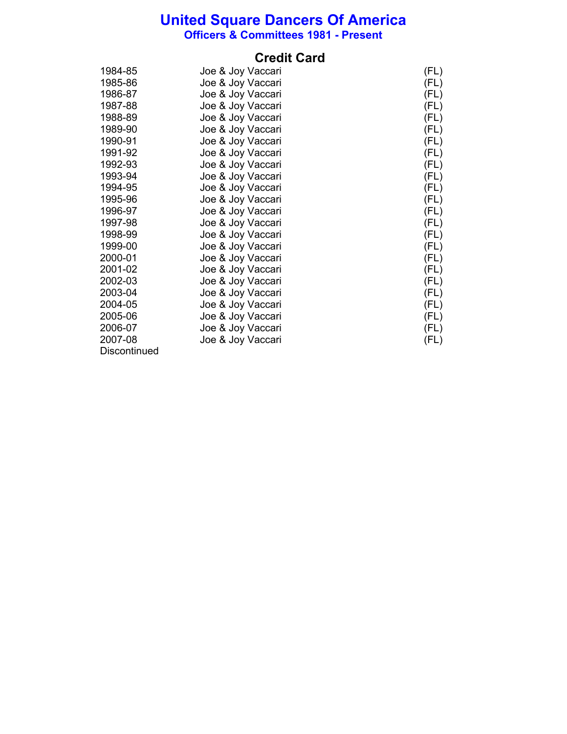# United Square Dancers Of America

## Officers & Committees 1981 - Present

### Credit Card

| | | |
|---|---|---|
| 1984-85 | Joe & Joy Vaccari | (FL) |
| 1985-86 | Joe & Joy Vaccari | (FL) |
| 1986-87 | Joe & Joy Vaccari | (FL) |
| 1987-88 | Joe & Joy Vaccari | (FL) |
| 1988-89 | Joe & Joy Vaccari | (FL) |
| 1989-90 | Joe & Joy Vaccari | (FL) |
| 1990-91 | Joe & Joy Vaccari | (FL) |
| 1991-92 | Joe & Joy Vaccari | (FL) |
| 1992-93 | Joe & Joy Vaccari | (FL) |
| 1993-94 | Joe & Joy Vaccari | (FL) |
| 1994-95 | Joe & Joy Vaccari | (FL) |
| 1995-96 | Joe & Joy Vaccari | (FL) |
| 1996-97 | Joe & Joy Vaccari | (FL) |
| 1997-98 | Joe & Joy Vaccari | (FL) |
| 1998-99 | Joe & Joy Vaccari | (FL) |
| 1999-00 | Joe & Joy Vaccari | (FL) |
| 2000-01 | Joe & Joy Vaccari | (FL) |
| 2001-02 | Joe & Joy Vaccari | (FL) |
| 2002-03 | Joe & Joy Vaccari | (FL) |
| 2003-04 | Joe & Joy Vaccari | (FL) |
| 2004-05 | Joe & Joy Vaccari | (FL) |
| 2005-06 | Joe & Joy Vaccari | (FL) |
| 2006-07 | Joe & Joy Vaccari | (FL) |
| 2007-08 | Joe & Joy Vaccari | (FL) |

Discontinued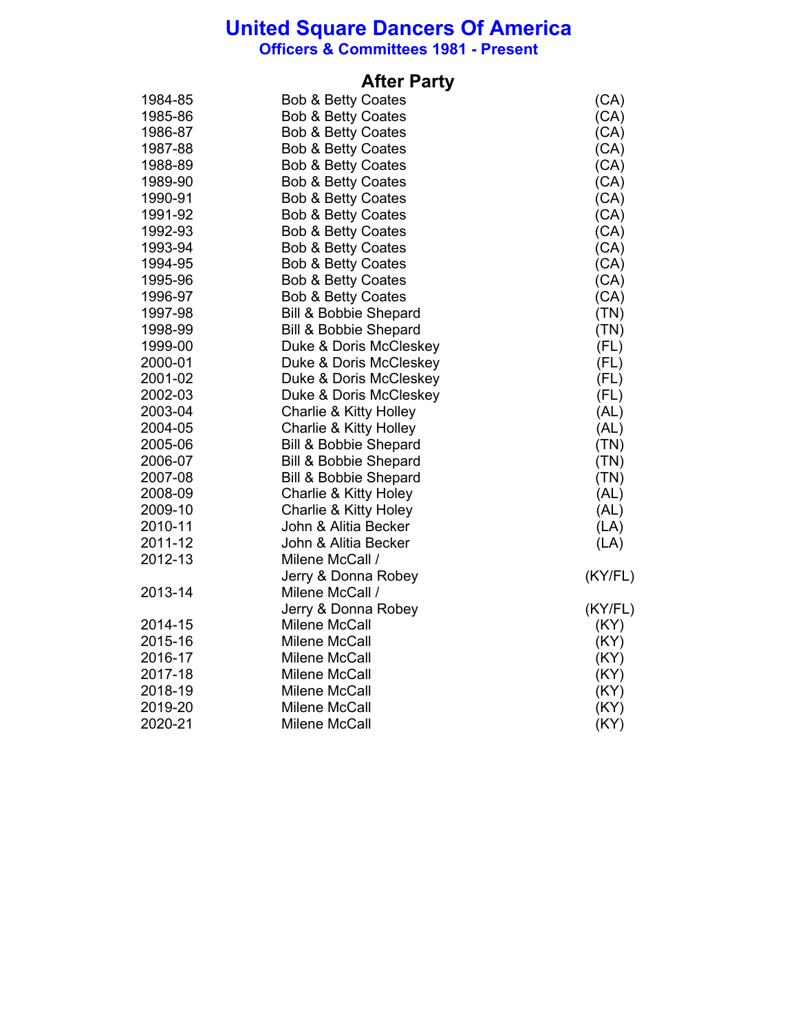# United Square Dancers Of America

## Officers & Committees 1981 - Present

### After Party

| | | |
|---|---|---|
| 1984-85 | Bob & Betty Coates | (CA) |
| 1985-86 | Bob & Betty Coates | (CA) |
| 1986-87 | Bob & Betty Coates | (CA) |
| 1987-88 | Bob & Betty Coates | (CA) |
| 1988-89 | Bob & Betty Coates | (CA) |
| 1989-90 | Bob & Betty Coates | (CA) |
| 1990-91 | Bob & Betty Coates | (CA) |
| 1991-92 | Bob & Betty Coates | (CA) |
| 1992-93 | Bob & Betty Coates | (CA) |
| 1993-94 | Bob & Betty Coates | (CA) |
| 1994-95 | Bob & Betty Coates | (CA) |
| 1995-96 | Bob & Betty Coates | (CA) |
| 1996-97 | Bob & Betty Coates | (CA) |
| 1997-98 | Bill & Bobbie Shepard | (TN) |
| 1998-99 | Bill & Bobbie Shepard | (TN) |
| 1999-00 | Duke & Doris McCleskey | (FL) |
| 2000-01 | Duke & Doris McCleskey | (FL) |
| 2001-02 | Duke & Doris McCleskey | (FL) |
| 2002-03 | Duke & Doris McCleskey | (FL) |
| 2003-04 | Charlie & Kitty Holley | (AL) |
| 2004-05 | Charlie & Kitty Holley | (AL) |
| 2005-06 | Bill & Bobbie Shepard | (TN) |
| 2006-07 | Bill & Bobbie Shepard | (TN) |
| 2007-08 | Bill & Bobbie Shepard | (TN) |
| 2008-09 | Charlie & Kitty Holey | (AL) |
| 2009-10 | Charlie & Kitty Holey | (AL) |
| 2010-11 | John & Alitia Becker | (LA) |
| 2011-12 | John & Alitia Becker | (LA) |
| 2012-13 | Milene McCall / Jerry & Donna Robey | (KY/FL) |
| 2013-14 | Milene McCall / Jerry & Donna Robey | (KY/FL) |
| 2014-15 | Milene McCall | (KY) |
| 2015-16 | Milene McCall | (KY) |
| 2016-17 | Milene McCall | (KY) |
| 2017-18 | Milene McCall | (KY) |
| 2018-19 | Milene McCall | (KY) |
| 2019-20 | Milene McCall | (KY) |
| 2020-21 | Milene McCall | (KY) |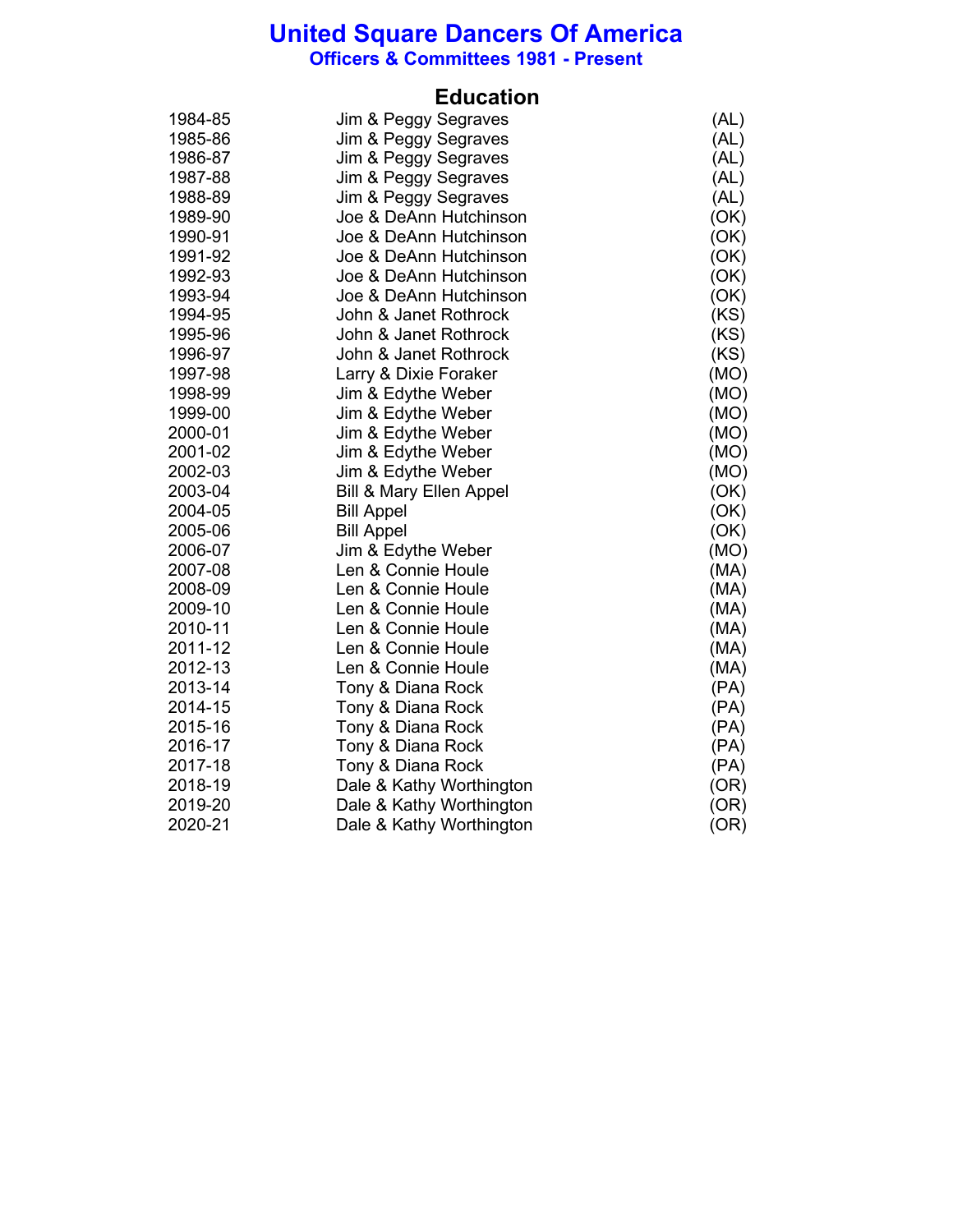# United Square Dancers Of America

## Officers & Committees 1981 - Present

### Education

| | | |
|---|---|---|
| 1984-85 | Jim & Peggy Segraves | (AL) |
| 1985-86 | Jim & Peggy Segraves | (AL) |
| 1986-87 | Jim & Peggy Segraves | (AL) |
| 1987-88 | Jim & Peggy Segraves | (AL) |
| 1988-89 | Jim & Peggy Segraves | (AL) |
| 1989-90 | Joe & DeAnn Hutchinson | (OK) |
| 1990-91 | Joe & DeAnn Hutchinson | (OK) |
| 1991-92 | Joe & DeAnn Hutchinson | (OK) |
| 1992-93 | Joe & DeAnn Hutchinson | (OK) |
| 1993-94 | Joe & DeAnn Hutchinson | (OK) |
| 1994-95 | John & Janet Rothrock | (KS) |
| 1995-96 | John & Janet Rothrock | (KS) |
| 1996-97 | John & Janet Rothrock | (KS) |
| 1997-98 | Larry & Dixie Foraker | (MO) |
| 1998-99 | Jim & Edythe Weber | (MO) |
| 1999-00 | Jim & Edythe Weber | (MO) |
| 2000-01 | Jim & Edythe Weber | (MO) |
| 2001-02 | Jim & Edythe Weber | (MO) |
| 2002-03 | Jim & Edythe Weber | (MO) |
| 2003-04 | Bill & Mary Ellen Appel | (OK) |
| 2004-05 | Bill Appel | (OK) |
| 2005-06 | Bill Appel | (OK) |
| 2006-07 | Jim & Edythe Weber | (MO) |
| 2007-08 | Len & Connie Houle | (MA) |
| 2008-09 | Len & Connie Houle | (MA) |
| 2009-10 | Len & Connie Houle | (MA) |
| 2010-11 | Len & Connie Houle | (MA) |
| 2011-12 | Len & Connie Houle | (MA) |
| 2012-13 | Len & Connie Houle | (MA) |
| 2013-14 | Tony & Diana Rock | (PA) |
| 2014-15 | Tony & Diana Rock | (PA) |
| 2015-16 | Tony & Diana Rock | (PA) |
| 2016-17 | Tony & Diana Rock | (PA) |
| 2017-18 | Tony & Diana Rock | (PA) |
| 2018-19 | Dale & Kathy Worthington | (OR) |
| 2019-20 | Dale & Kathy Worthington | (OR) |
| 2020-21 | Dale & Kathy Worthington | (OR) |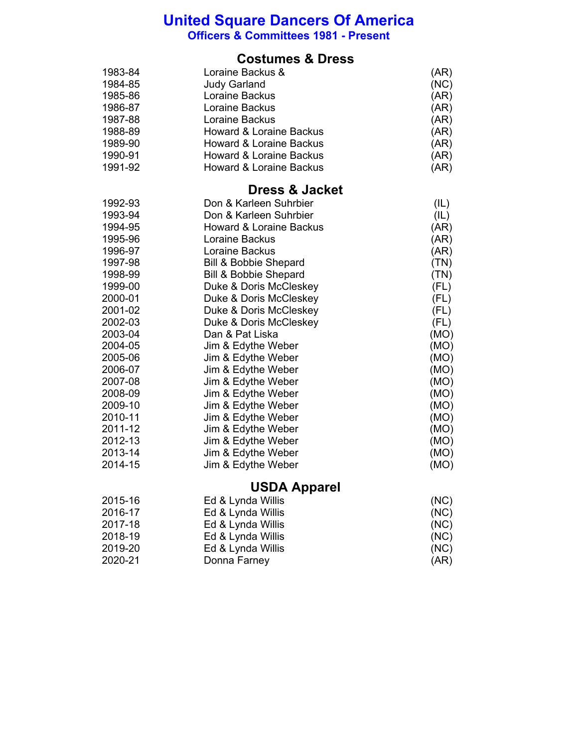# United Square Dancers Of America

## Officers & Committees 1981 - Present

### Costumes & Dress

| | | |
|---|---|---|
| 1983-84 | Loraine Backus & | (AR) |
| 1984-85 | Judy Garland | (NC) |
| 1985-86 | Loraine Backus | (AR) |
| 1986-87 | Loraine Backus | (AR) |
| 1987-88 | Loraine Backus | (AR) |
| 1988-89 | Howard & Loraine Backus | (AR) |
| 1989-90 | Howard & Loraine Backus | (AR) |
| 1990-91 | Howard & Loraine Backus | (AR) |
| 1991-92 | Howard & Loraine Backus | (AR) |

### Dress & Jacket

| | | |
|---|---|---|
| 1992-93 | Don & Karleen Suhrbier | (IL) |
| 1993-94 | Don & Karleen Suhrbier | (IL) |
| 1994-95 | Howard & Loraine Backus | (AR) |
| 1995-96 | Loraine Backus | (AR) |
| 1996-97 | Loraine Backus | (AR) |
| 1997-98 | Bill & Bobbie Shepard | (TN) |
| 1998-99 | Bill & Bobbie Shepard | (TN) |
| 1999-00 | Duke & Doris McCleskey | (FL) |
| 2000-01 | Duke & Doris McCleskey | (FL) |
| 2001-02 | Duke & Doris McCleskey | (FL) |
| 2002-03 | Duke & Doris McCleskey | (FL) |
| 2003-04 | Dan & Pat Liska | (MO) |
| 2004-05 | Jim & Edythe Weber | (MO) |
| 2005-06 | Jim & Edythe Weber | (MO) |
| 2006-07 | Jim & Edythe Weber | (MO) |
| 2007-08 | Jim & Edythe Weber | (MO) |
| 2008-09 | Jim & Edythe Weber | (MO) |
| 2009-10 | Jim & Edythe Weber | (MO) |
| 2010-11 | Jim & Edythe Weber | (MO) |
| 2011-12 | Jim & Edythe Weber | (MO) |
| 2012-13 | Jim & Edythe Weber | (MO) |
| 2013-14 | Jim & Edythe Weber | (MO) |
| 2014-15 | Jim & Edythe Weber | (MO) |

### USDA Apparel

| | | |
|---|---|---|
| 2015-16 | Ed & Lynda Willis | (NC) |
| 2016-17 | Ed & Lynda Willis | (NC) |
| 2017-18 | Ed & Lynda Willis | (NC) |
| 2018-19 | Ed & Lynda Willis | (NC) |
| 2019-20 | Ed & Lynda Willis | (NC) |
| 2020-21 | Donna Farney | (AR) |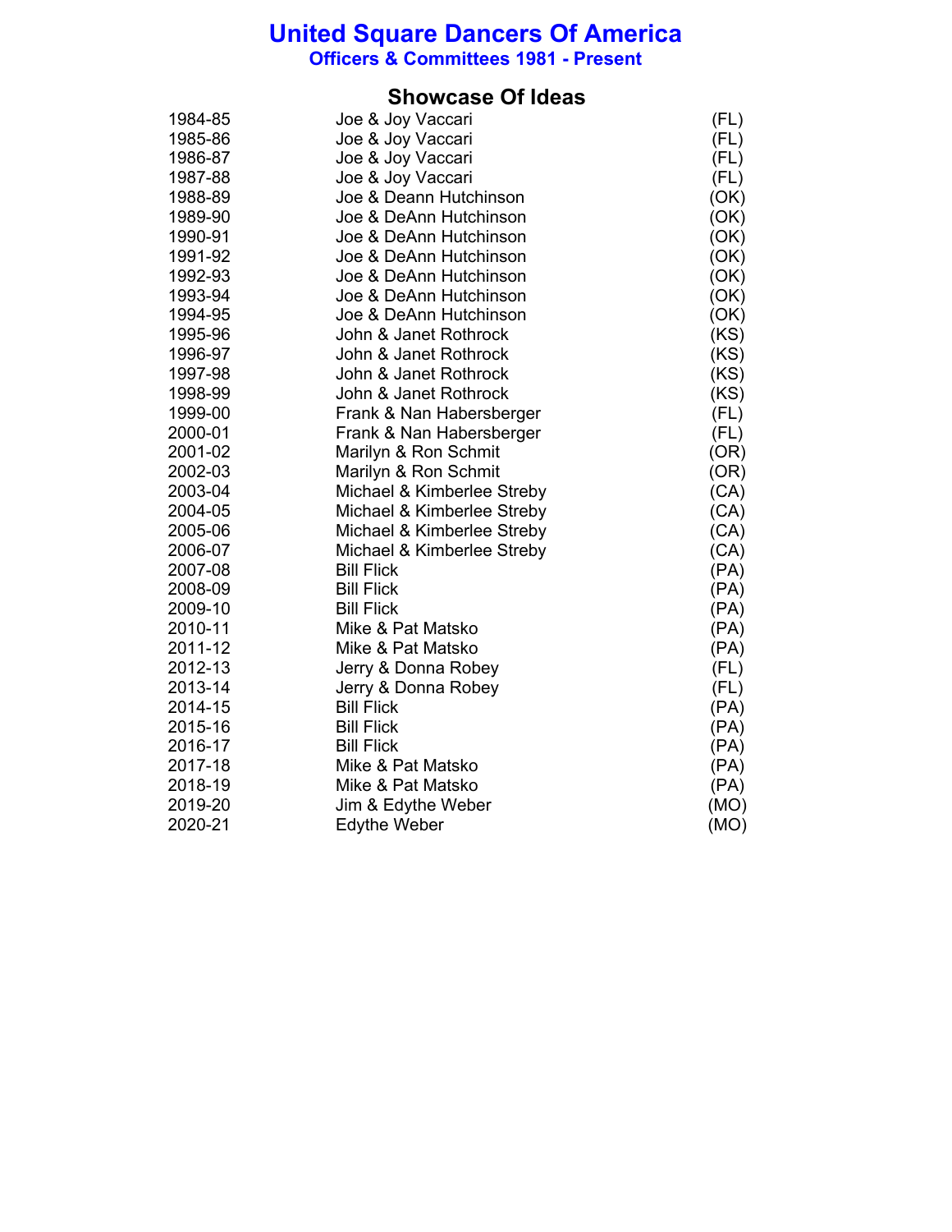# United Square Dancers Of America

## Officers & Committees 1981 - Present

### Showcase Of Ideas

| | | |
|---|---|---|
| 1984-85 | Joe & Joy Vaccari | (FL) |
| 1985-86 | Joe & Joy Vaccari | (FL) |
| 1986-87 | Joe & Joy Vaccari | (FL) |
| 1987-88 | Joe & Joy Vaccari | (FL) |
| 1988-89 | Joe & Deann Hutchinson | (OK) |
| 1989-90 | Joe & DeAnn Hutchinson | (OK) |
| 1990-91 | Joe & DeAnn Hutchinson | (OK) |
| 1991-92 | Joe & DeAnn Hutchinson | (OK) |
| 1992-93 | Joe & DeAnn Hutchinson | (OK) |
| 1993-94 | Joe & DeAnn Hutchinson | (OK) |
| 1994-95 | Joe & DeAnn Hutchinson | (OK) |
| 1995-96 | John & Janet Rothrock | (KS) |
| 1996-97 | John & Janet Rothrock | (KS) |
| 1997-98 | John & Janet Rothrock | (KS) |
| 1998-99 | John & Janet Rothrock | (KS) |
| 1999-00 | Frank & Nan Habersberger | (FL) |
| 2000-01 | Frank & Nan Habersberger | (FL) |
| 2001-02 | Marilyn & Ron Schmit | (OR) |
| 2002-03 | Marilyn & Ron Schmit | (OR) |
| 2003-04 | Michael & Kimberlee Streby | (CA) |
| 2004-05 | Michael & Kimberlee Streby | (CA) |
| 2005-06 | Michael & Kimberlee Streby | (CA) |
| 2006-07 | Michael & Kimberlee Streby | (CA) |
| 2007-08 | Bill Flick | (PA) |
| 2008-09 | Bill Flick | (PA) |
| 2009-10 | Bill Flick | (PA) |
| 2010-11 | Mike & Pat Matsko | (PA) |
| 2011-12 | Mike & Pat Matsko | (PA) |
| 2012-13 | Jerry & Donna Robey | (FL) |
| 2013-14 | Jerry & Donna Robey | (FL) |
| 2014-15 | Bill Flick | (PA) |
| 2015-16 | Bill Flick | (PA) |
| 2016-17 | Bill Flick | (PA) |
| 2017-18 | Mike & Pat Matsko | (PA) |
| 2018-19 | Mike & Pat Matsko | (PA) |
| 2019-20 | Jim & Edythe Weber | (MO) |
| 2020-21 | Edythe Weber | (MO) |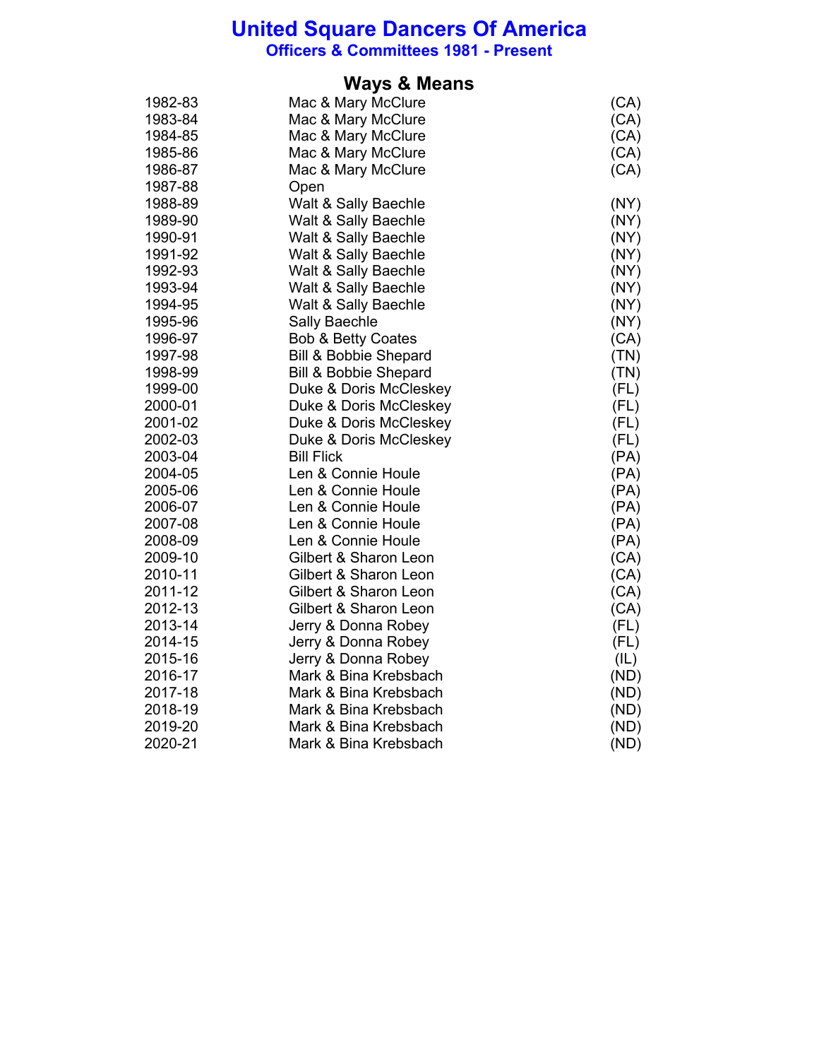# United Square Dancers Of America

## Officers & Committees 1981 - Present

### Ways & Means

| | | |
|---|---|---|
| 1982-83 | Mac & Mary McClure | (CA) |
| 1983-84 | Mac & Mary McClure | (CA) |
| 1984-85 | Mac & Mary McClure | (CA) |
| 1985-86 | Mac & Mary McClure | (CA) |
| 1986-87 | Mac & Mary McClure | (CA) |
| 1987-88 | Open | |
| 1988-89 | Walt & Sally Baechle | (NY) |
| 1989-90 | Walt & Sally Baechle | (NY) |
| 1990-91 | Walt & Sally Baechle | (NY) |
| 1991-92 | Walt & Sally Baechle | (NY) |
| 1992-93 | Walt & Sally Baechle | (NY) |
| 1993-94 | Walt & Sally Baechle | (NY) |
| 1994-95 | Walt & Sally Baechle | (NY) |
| 1995-96 | Sally Baechle | (NY) |
| 1996-97 | Bob & Betty Coates | (CA) |
| 1997-98 | Bill & Bobbie Shepard | (TN) |
| 1998-99 | Bill & Bobbie Shepard | (TN) |
| 1999-00 | Duke & Doris McCleskey | (FL) |
| 2000-01 | Duke & Doris McCleskey | (FL) |
| 2001-02 | Duke & Doris McCleskey | (FL) |
| 2002-03 | Duke & Doris McCleskey | (FL) |
| 2003-04 | Bill Flick | (PA) |
| 2004-05 | Len & Connie Houle | (PA) |
| 2005-06 | Len & Connie Houle | (PA) |
| 2006-07 | Len & Connie Houle | (PA) |
| 2007-08 | Len & Connie Houle | (PA) |
| 2008-09 | Len & Connie Houle | (PA) |
| 2009-10 | Gilbert & Sharon Leon | (CA) |
| 2010-11 | Gilbert & Sharon Leon | (CA) |
| 2011-12 | Gilbert & Sharon Leon | (CA) |
| 2012-13 | Gilbert & Sharon Leon | (CA) |
| 2013-14 | Jerry & Donna Robey | (FL) |
| 2014-15 | Jerry & Donna Robey | (FL) |
| 2015-16 | Jerry & Donna Robey | (IL) |
| 2016-17 | Mark & Bina Krebsbach | (ND) |
| 2017-18 | Mark & Bina Krebsbach | (ND) |
| 2018-19 | Mark & Bina Krebsbach | (ND) |
| 2019-20 | Mark & Bina Krebsbach | (ND) |
| 2020-21 | Mark & Bina Krebsbach | (ND) |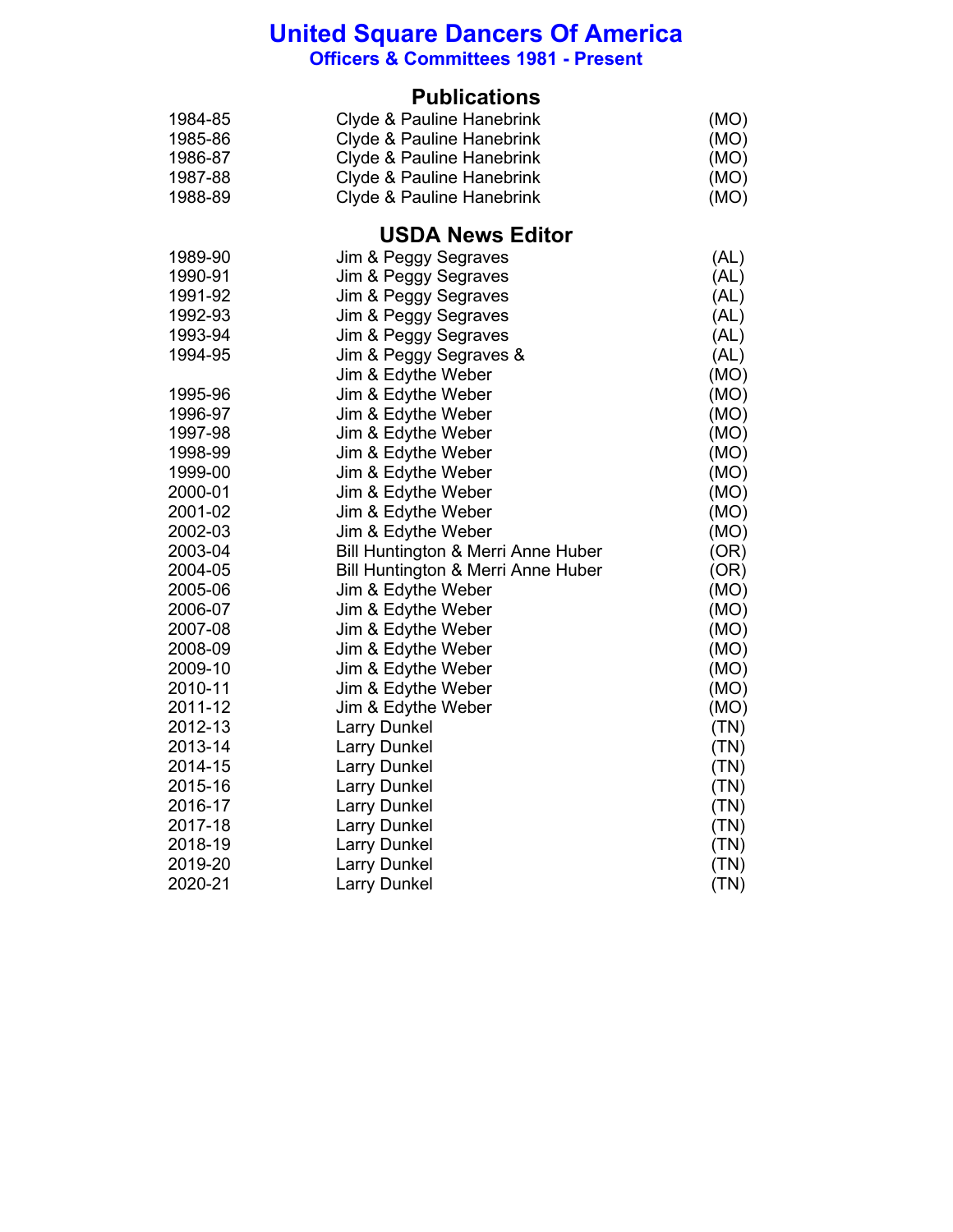# United Square Dancers Of America

## Officers & Committees 1981 - Present

### Publications

| | | |
|---|---|---|
| 1984-85 | Clyde & Pauline Hanebrink | (MO) |
| 1985-86 | Clyde & Pauline Hanebrink | (MO) |
| 1986-87 | Clyde & Pauline Hanebrink | (MO) |
| 1987-88 | Clyde & Pauline Hanebrink | (MO) |
| 1988-89 | Clyde & Pauline Hanebrink | (MO) |

### USDA News Editor

| | | |
|---|---|---|
| 1989-90 | Jim & Peggy Segraves | (AL) |
| 1990-91 | Jim & Peggy Segraves | (AL) |
| 1991-92 | Jim & Peggy Segraves | (AL) |
| 1992-93 | Jim & Peggy Segraves | (AL) |
| 1993-94 | Jim & Peggy Segraves | (AL) |
| 1994-95 | Jim & Peggy Segraves & | (AL) |
| | Jim & Edythe Weber | (MO) |
| 1995-96 | Jim & Edythe Weber | (MO) |
| 1996-97 | Jim & Edythe Weber | (MO) |
| 1997-98 | Jim & Edythe Weber | (MO) |
| 1998-99 | Jim & Edythe Weber | (MO) |
| 1999-00 | Jim & Edythe Weber | (MO) |
| 2000-01 | Jim & Edythe Weber | (MO) |
| 2001-02 | Jim & Edythe Weber | (MO) |
| 2002-03 | Jim & Edythe Weber | (MO) |
| 2003-04 | Bill Huntington & Merri Anne Huber | (OR) |
| 2004-05 | Bill Huntington & Merri Anne Huber | (OR) |
| 2005-06 | Jim & Edythe Weber | (MO) |
| 2006-07 | Jim & Edythe Weber | (MO) |
| 2007-08 | Jim & Edythe Weber | (MO) |
| 2008-09 | Jim & Edythe Weber | (MO) |
| 2009-10 | Jim & Edythe Weber | (MO) |
| 2010-11 | Jim & Edythe Weber | (MO) |
| 2011-12 | Jim & Edythe Weber | (MO) |
| 2012-13 | Larry Dunkel | (TN) |
| 2013-14 | Larry Dunkel | (TN) |
| 2014-15 | Larry Dunkel | (TN) |
| 2015-16 | Larry Dunkel | (TN) |
| 2016-17 | Larry Dunkel | (TN) |
| 2017-18 | Larry Dunkel | (TN) |
| 2018-19 | Larry Dunkel | (TN) |
| 2019-20 | Larry Dunkel | (TN) |
| 2020-21 | Larry Dunkel | (TN) |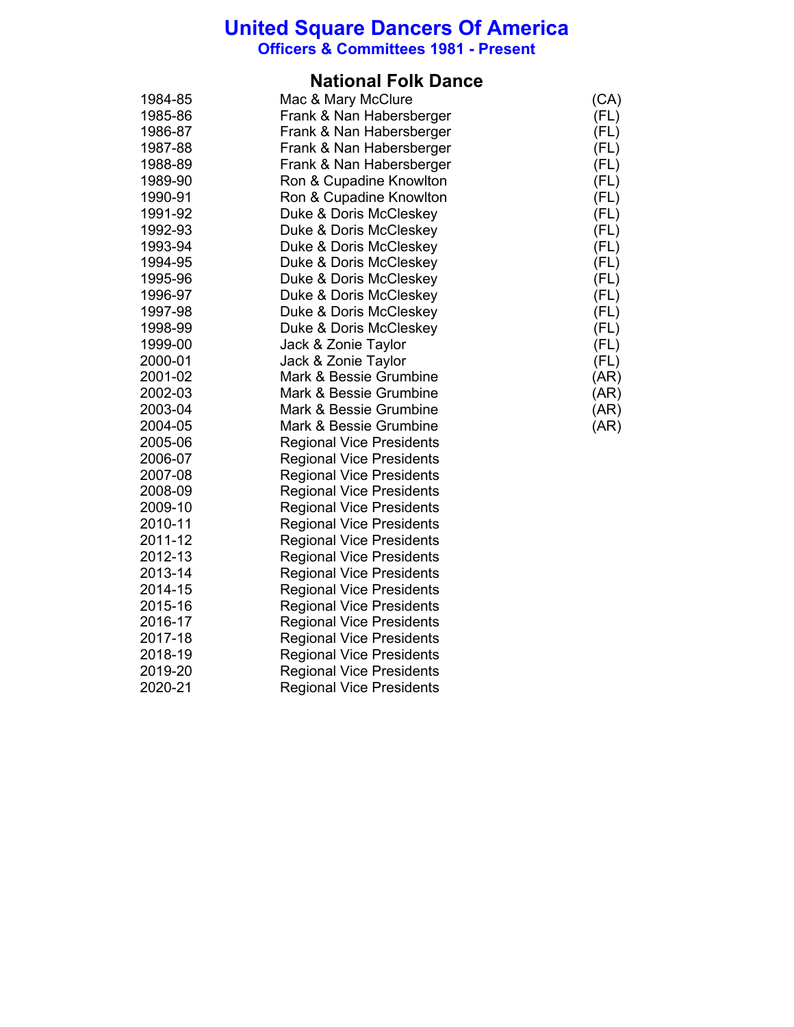# United Square Dancers Of America

**Officers & Committees 1981 - Present**

## National Folk Dance

| | | |
|---|---|---|
| 1984-85 | Mac & Mary McClure | (CA) |
| 1985-86 | Frank & Nan Habersberger | (FL) |
| 1986-87 | Frank & Nan Habersberger | (FL) |
| 1987-88 | Frank & Nan Habersberger | (FL) |
| 1988-89 | Frank & Nan Habersberger | (FL) |
| 1989-90 | Ron & Cupadine Knowlton | (FL) |
| 1990-91 | Ron & Cupadine Knowlton | (FL) |
| 1991-92 | Duke & Doris McCleskey | (FL) |
| 1992-93 | Duke & Doris McCleskey | (FL) |
| 1993-94 | Duke & Doris McCleskey | (FL) |
| 1994-95 | Duke & Doris McCleskey | (FL) |
| 1995-96 | Duke & Doris McCleskey | (FL) |
| 1996-97 | Duke & Doris McCleskey | (FL) |
| 1997-98 | Duke & Doris McCleskey | (FL) |
| 1998-99 | Duke & Doris McCleskey | (FL) |
| 1999-00 | Jack & Zonie Taylor | (FL) |
| 2000-01 | Jack & Zonie Taylor | (FL) |
| 2001-02 | Mark & Bessie Grumbine | (AR) |
| 2002-03 | Mark & Bessie Grumbine | (AR) |
| 2003-04 | Mark & Bessie Grumbine | (AR) |
| 2004-05 | Mark & Bessie Grumbine | (AR) |
| 2005-06 | Regional Vice Presidents | |
| 2006-07 | Regional Vice Presidents | |
| 2007-08 | Regional Vice Presidents | |
| 2008-09 | Regional Vice Presidents | |
| 2009-10 | Regional Vice Presidents | |
| 2010-11 | Regional Vice Presidents | |
| 2011-12 | Regional Vice Presidents | |
| 2012-13 | Regional Vice Presidents | |
| 2013-14 | Regional Vice Presidents | |
| 2014-15 | Regional Vice Presidents | |
| 2015-16 | Regional Vice Presidents | |
| 2016-17 | Regional Vice Presidents | |
| 2017-18 | Regional Vice Presidents | |
| 2018-19 | Regional Vice Presidents | |
| 2019-20 | Regional Vice Presidents | |
| 2020-21 | Regional Vice Presidents | |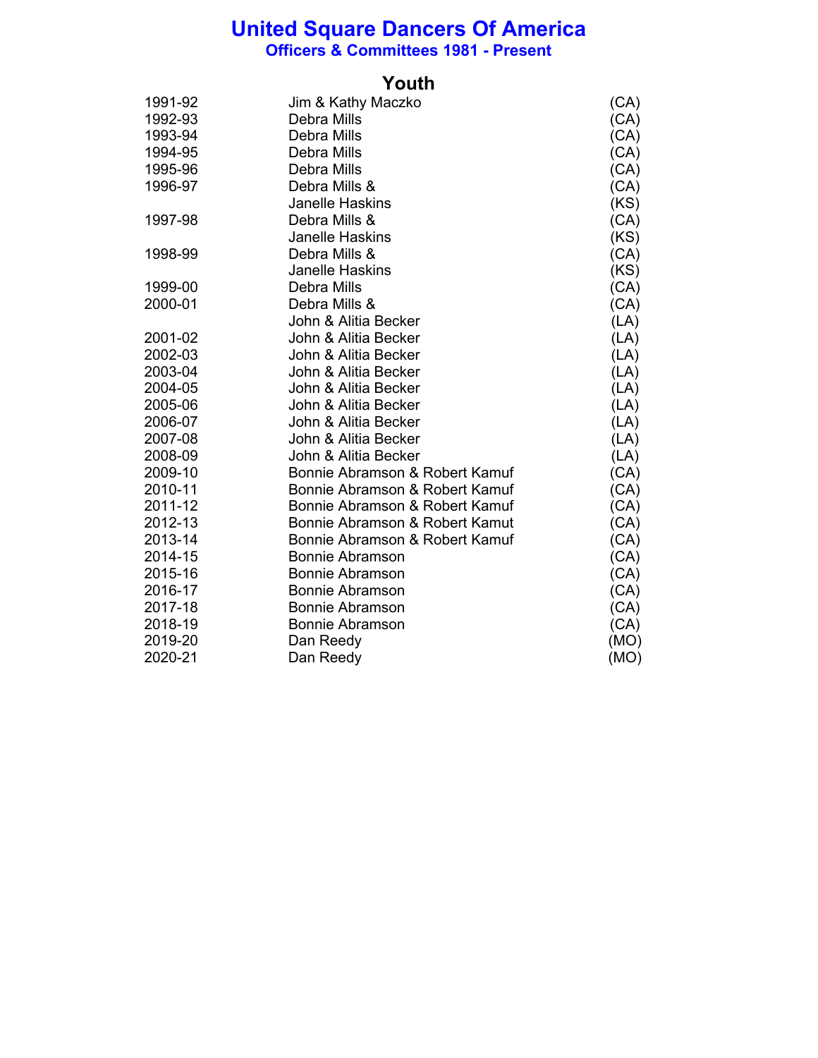# United Square Dancers Of America

## Officers & Committees 1981 - Present

### Youth

| | | |
|---|---|---|
| 1991-92 | Jim & Kathy Maczko | (CA) |
| 1992-93 | Debra Mills | (CA) |
| 1993-94 | Debra Mills | (CA) |
| 1994-95 | Debra Mills | (CA) |
| 1995-96 | Debra Mills | (CA) |
| 1996-97 | Debra Mills & | (CA) |
| | Janelle Haskins | (KS) |
| 1997-98 | Debra Mills & | (CA) |
| | Janelle Haskins | (KS) |
| 1998-99 | Debra Mills & | (CA) |
| | Janelle Haskins | (KS) |
| 1999-00 | Debra Mills | (CA) |
| 2000-01 | Debra Mills & | (CA) |
| | John & Alitia Becker | (LA) |
| 2001-02 | John & Alitia Becker | (LA) |
| 2002-03 | John & Alitia Becker | (LA) |
| 2003-04 | John & Alitia Becker | (LA) |
| 2004-05 | John & Alitia Becker | (LA) |
| 2005-06 | John & Alitia Becker | (LA) |
| 2006-07 | John & Alitia Becker | (LA) |
| 2007-08 | John & Alitia Becker | (LA) |
| 2008-09 | John & Alitia Becker | (LA) |
| 2009-10 | Bonnie Abramson & Robert Kamuf | (CA) |
| 2010-11 | Bonnie Abramson & Robert Kamuf | (CA) |
| 2011-12 | Bonnie Abramson & Robert Kamuf | (CA) |
| 2012-13 | Bonnie Abramson & Robert Kamut | (CA) |
| 2013-14 | Bonnie Abramson & Robert Kamuf | (CA) |
| 2014-15 | Bonnie Abramson | (CA) |
| 2015-16 | Bonnie Abramson | (CA) |
| 2016-17 | Bonnie Abramson | (CA) |
| 2017-18 | Bonnie Abramson | (CA) |
| 2018-19 | Bonnie Abramson | (CA) |
| 2019-20 | Dan Reedy | (MO) |
| 2020-21 | Dan Reedy | (MO) |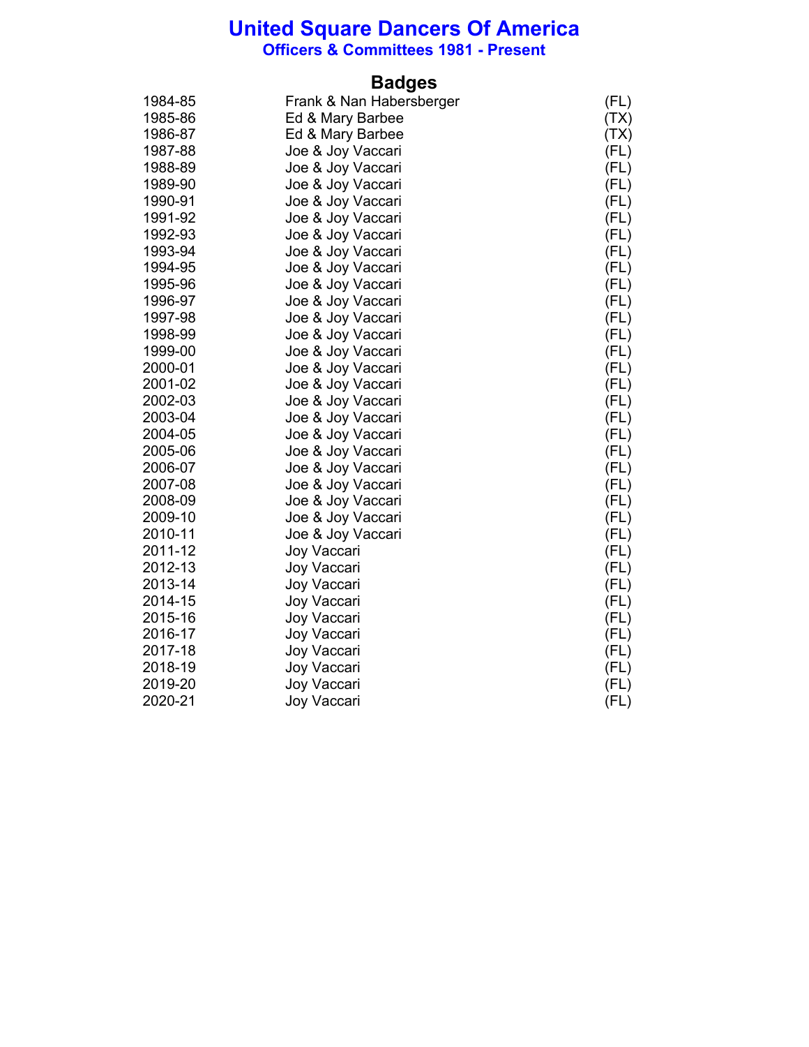# United Square Dancers Of America

## Officers & Committees 1981 - Present

### Badges

| | | |
|---|---|---|
| 1984-85 | Frank & Nan Habersberger | (FL) |
| 1985-86 | Ed & Mary Barbee | (TX) |
| 1986-87 | Ed & Mary Barbee | (TX) |
| 1987-88 | Joe & Joy Vaccari | (FL) |
| 1988-89 | Joe & Joy Vaccari | (FL) |
| 1989-90 | Joe & Joy Vaccari | (FL) |
| 1990-91 | Joe & Joy Vaccari | (FL) |
| 1991-92 | Joe & Joy Vaccari | (FL) |
| 1992-93 | Joe & Joy Vaccari | (FL) |
| 1993-94 | Joe & Joy Vaccari | (FL) |
| 1994-95 | Joe & Joy Vaccari | (FL) |
| 1995-96 | Joe & Joy Vaccari | (FL) |
| 1996-97 | Joe & Joy Vaccari | (FL) |
| 1997-98 | Joe & Joy Vaccari | (FL) |
| 1998-99 | Joe & Joy Vaccari | (FL) |
| 1999-00 | Joe & Joy Vaccari | (FL) |
| 2000-01 | Joe & Joy Vaccari | (FL) |
| 2001-02 | Joe & Joy Vaccari | (FL) |
| 2002-03 | Joe & Joy Vaccari | (FL) |
| 2003-04 | Joe & Joy Vaccari | (FL) |
| 2004-05 | Joe & Joy Vaccari | (FL) |
| 2005-06 | Joe & Joy Vaccari | (FL) |
| 2006-07 | Joe & Joy Vaccari | (FL) |
| 2007-08 | Joe & Joy Vaccari | (FL) |
| 2008-09 | Joe & Joy Vaccari | (FL) |
| 2009-10 | Joe & Joy Vaccari | (FL) |
| 2010-11 | Joe & Joy Vaccari | (FL) |
| 2011-12 | Joy Vaccari | (FL) |
| 2012-13 | Joy Vaccari | (FL) |
| 2013-14 | Joy Vaccari | (FL) |
| 2014-15 | Joy Vaccari | (FL) |
| 2015-16 | Joy Vaccari | (FL) |
| 2016-17 | Joy Vaccari | (FL) |
| 2017-18 | Joy Vaccari | (FL) |
| 2018-19 | Joy Vaccari | (FL) |
| 2019-20 | Joy Vaccari | (FL) |
| 2020-21 | Joy Vaccari | (FL) |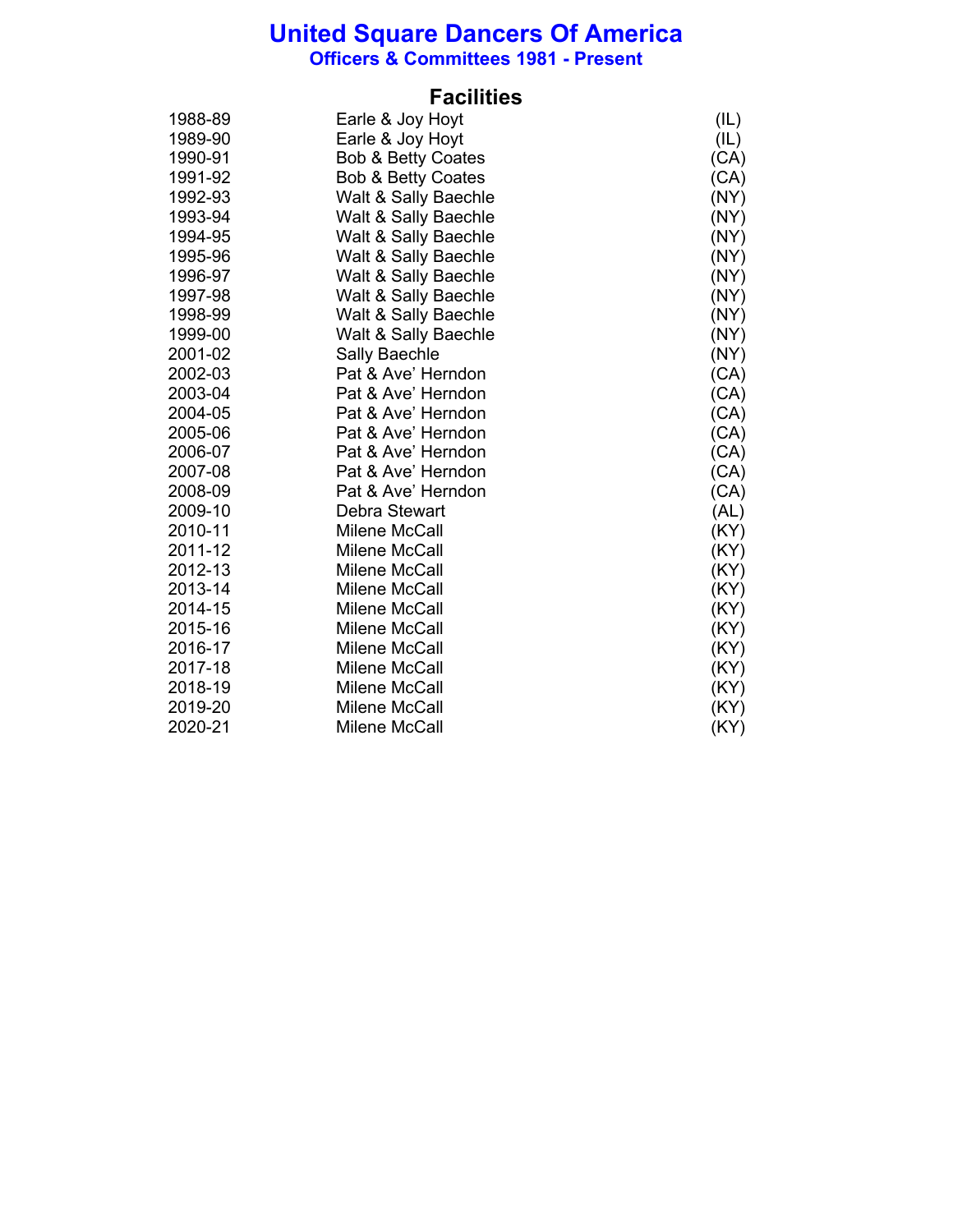# United Square Dancers Of America

## Officers & Committees 1981 - Present

### Facilities

| | | |
|---|---|---|
| 1988-89 | Earle & Joy Hoyt | (IL) |
| 1989-90 | Earle & Joy Hoyt | (IL) |
| 1990-91 | Bob & Betty Coates | (CA) |
| 1991-92 | Bob & Betty Coates | (CA) |
| 1992-93 | Walt & Sally Baechle | (NY) |
| 1993-94 | Walt & Sally Baechle | (NY) |
| 1994-95 | Walt & Sally Baechle | (NY) |
| 1995-96 | Walt & Sally Baechle | (NY) |
| 1996-97 | Walt & Sally Baechle | (NY) |
| 1997-98 | Walt & Sally Baechle | (NY) |
| 1998-99 | Walt & Sally Baechle | (NY) |
| 1999-00 | Walt & Sally Baechle | (NY) |
| 2001-02 | Sally Baechle | (NY) |
| 2002-03 | Pat & Ave' Herndon | (CA) |
| 2003-04 | Pat & Ave' Herndon | (CA) |
| 2004-05 | Pat & Ave' Herndon | (CA) |
| 2005-06 | Pat & Ave' Herndon | (CA) |
| 2006-07 | Pat & Ave' Herndon | (CA) |
| 2007-08 | Pat & Ave' Herndon | (CA) |
| 2008-09 | Pat & Ave' Herndon | (CA) |
| 2009-10 | Debra Stewart | (AL) |
| 2010-11 | Milene McCall | (KY) |
| 2011-12 | Milene McCall | (KY) |
| 2012-13 | Milene McCall | (KY) |
| 2013-14 | Milene McCall | (KY) |
| 2014-15 | Milene McCall | (KY) |
| 2015-16 | Milene McCall | (KY) |
| 2016-17 | Milene McCall | (KY) |
| 2017-18 | Milene McCall | (KY) |
| 2018-19 | Milene McCall | (KY) |
| 2019-20 | Milene McCall | (KY) |
| 2020-21 | Milene McCall | (KY) |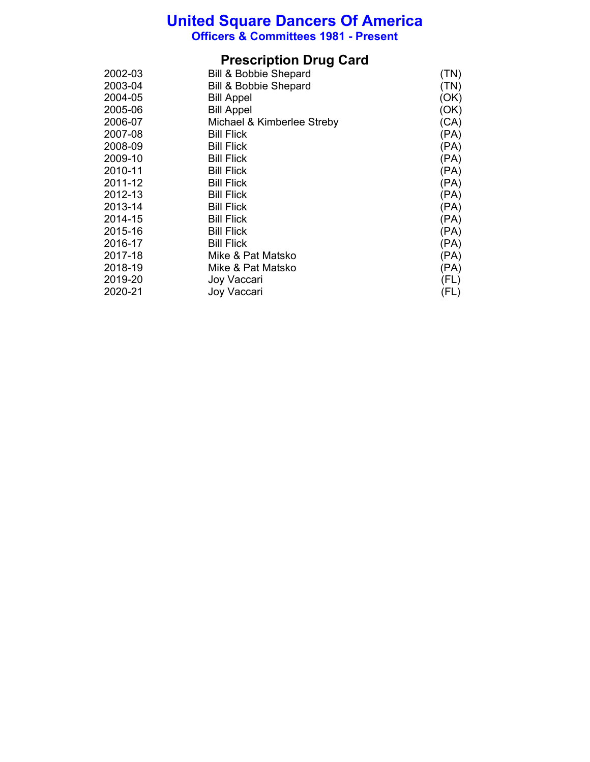# United Square Dancers Of America

**Officers & Committees 1981 - Present**

## Prescription Drug Card

| | | |
|---|---|---|
| 2002-03 | Bill & Bobbie Shepard | (TN) |
| 2003-04 | Bill & Bobbie Shepard | (TN) |
| 2004-05 | Bill Appel | (OK) |
| 2005-06 | Bill Appel | (OK) |
| 2006-07 | Michael & Kimberlee Streby | (CA) |
| 2007-08 | Bill Flick | (PA) |
| 2008-09 | Bill Flick | (PA) |
| 2009-10 | Bill Flick | (PA) |
| 2010-11 | Bill Flick | (PA) |
| 2011-12 | Bill Flick | (PA) |
| 2012-13 | Bill Flick | (PA) |
| 2013-14 | Bill Flick | (PA) |
| 2014-15 | Bill Flick | (PA) |
| 2015-16 | Bill Flick | (PA) |
| 2016-17 | Bill Flick | (PA) |
| 2017-18 | Mike & Pat Matsko | (PA) |
| 2018-19 | Mike & Pat Matsko | (PA) |
| 2019-20 | Joy Vaccari | (FL) |
| 2020-21 | Joy Vaccari | (FL) |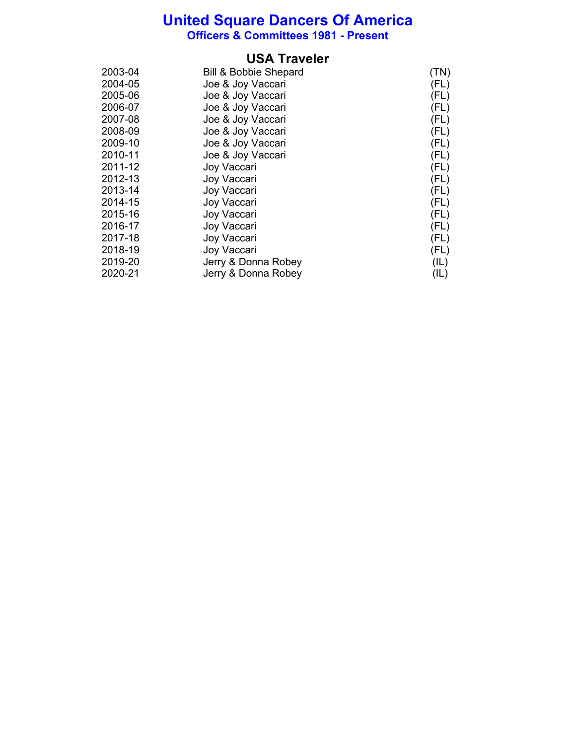# United Square Dancers Of America

**Officers & Committees 1981 - Present**

## USA Traveler

| | | |
|---|---|---|
| 2003-04 | Bill & Bobbie Shepard | (TN) |
| 2004-05 | Joe & Joy Vaccari | (FL) |
| 2005-06 | Joe & Joy Vaccari | (FL) |
| 2006-07 | Joe & Joy Vaccari | (FL) |
| 2007-08 | Joe & Joy Vaccari | (FL) |
| 2008-09 | Joe & Joy Vaccari | (FL) |
| 2009-10 | Joe & Joy Vaccari | (FL) |
| 2010-11 | Joe & Joy Vaccari | (FL) |
| 2011-12 | Joy Vaccari | (FL) |
| 2012-13 | Joy Vaccari | (FL) |
| 2013-14 | Joy Vaccari | (FL) |
| 2014-15 | Joy Vaccari | (FL) |
| 2015-16 | Joy Vaccari | (FL) |
| 2016-17 | Joy Vaccari | (FL) |
| 2017-18 | Joy Vaccari | (FL) |
| 2018-19 | Joy Vaccari | (FL) |
| 2019-20 | Jerry & Donna Robey | (IL) |
| 2020-21 | Jerry & Donna Robey | (IL) |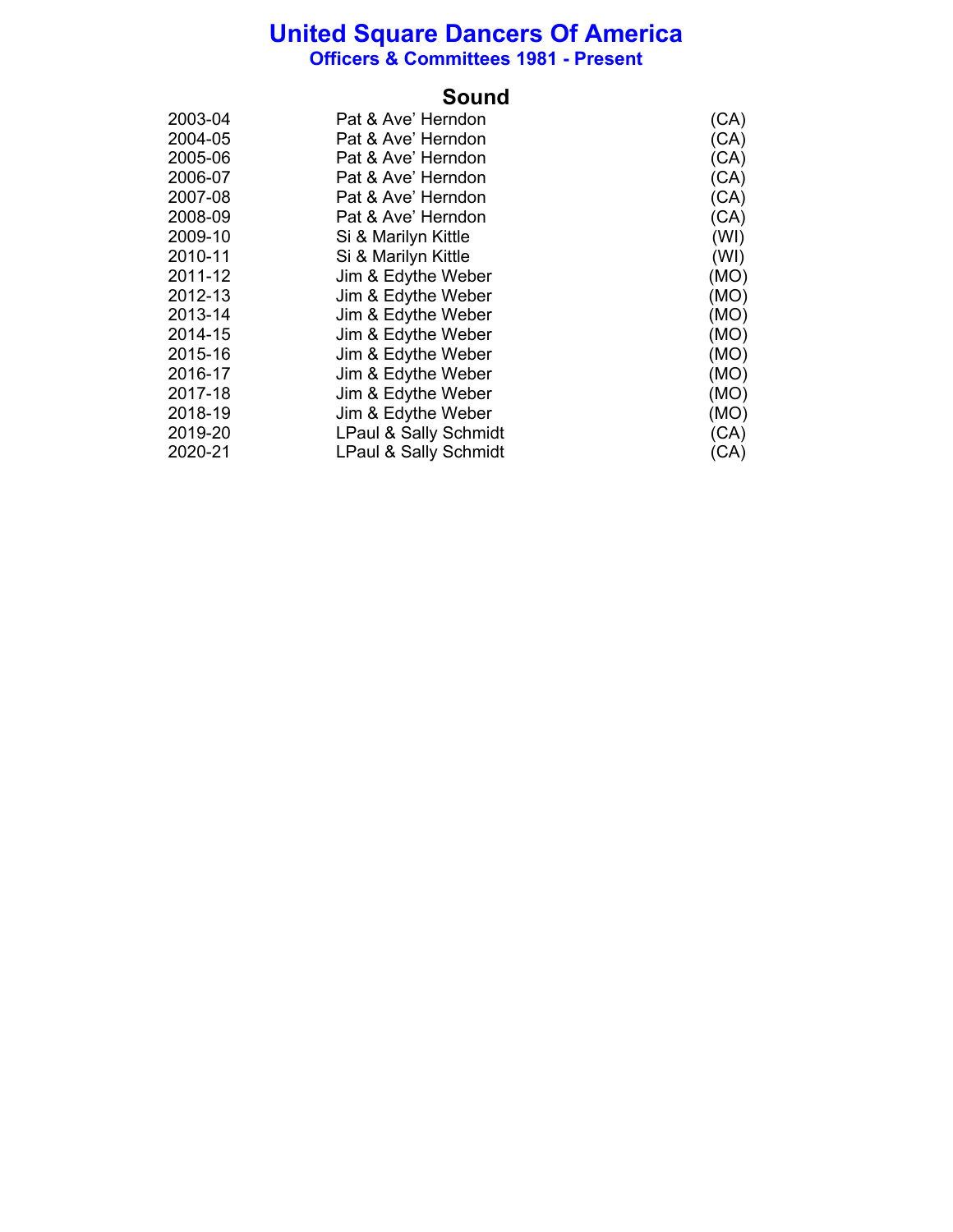# United Square Dancers Of America
## Officers & Committees 1981 - Present

### Sound

| | | |
|---|---|---|
| 2003-04 | Pat & Ave' Herndon | (CA) |
| 2004-05 | Pat & Ave' Herndon | (CA) |
| 2005-06 | Pat & Ave' Herndon | (CA) |
| 2006-07 | Pat & Ave' Herndon | (CA) |
| 2007-08 | Pat & Ave' Herndon | (CA) |
| 2008-09 | Pat & Ave' Herndon | (CA) |
| 2009-10 | Si & Marilyn Kittle | (WI) |
| 2010-11 | Si & Marilyn Kittle | (WI) |
| 2011-12 | Jim & Edythe Weber | (MO) |
| 2012-13 | Jim & Edythe Weber | (MO) |
| 2013-14 | Jim & Edythe Weber | (MO) |
| 2014-15 | Jim & Edythe Weber | (MO) |
| 2015-16 | Jim & Edythe Weber | (MO) |
| 2016-17 | Jim & Edythe Weber | (MO) |
| 2017-18 | Jim & Edythe Weber | (MO) |
| 2018-19 | Jim & Edythe Weber | (MO) |
| 2019-20 | LPaul & Sally Schmidt | (CA) |
| 2020-21 | LPaul & Sally Schmidt | (CA) |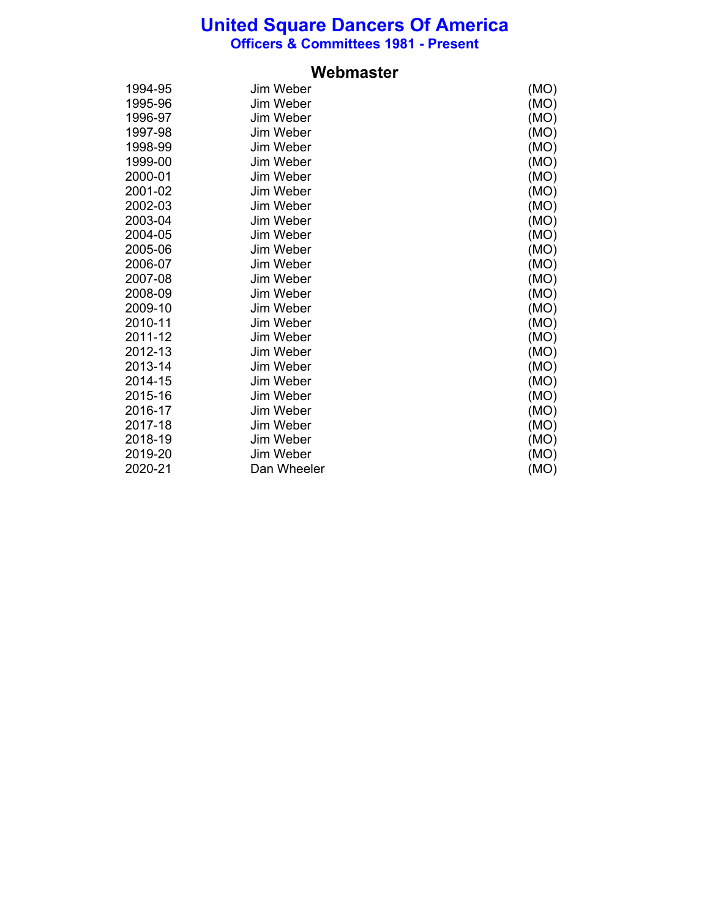# United Square Dancers Of America

## Officers & Committees 1981 - Present

### Webmaster

| | | |
|---|---|---|
| 1994-95 | Jim Weber | (MO) |
| 1995-96 | Jim Weber | (MO) |
| 1996-97 | Jim Weber | (MO) |
| 1997-98 | Jim Weber | (MO) |
| 1998-99 | Jim Weber | (MO) |
| 1999-00 | Jim Weber | (MO) |
| 2000-01 | Jim Weber | (MO) |
| 2001-02 | Jim Weber | (MO) |
| 2002-03 | Jim Weber | (MO) |
| 2003-04 | Jim Weber | (MO) |
| 2004-05 | Jim Weber | (MO) |
| 2005-06 | Jim Weber | (MO) |
| 2006-07 | Jim Weber | (MO) |
| 2007-08 | Jim Weber | (MO) |
| 2008-09 | Jim Weber | (MO) |
| 2009-10 | Jim Weber | (MO) |
| 2010-11 | Jim Weber | (MO) |
| 2011-12 | Jim Weber | (MO) |
| 2012-13 | Jim Weber | (MO) |
| 2013-14 | Jim Weber | (MO) |
| 2014-15 | Jim Weber | (MO) |
| 2015-16 | Jim Weber | (MO) |
| 2016-17 | Jim Weber | (MO) |
| 2017-18 | Jim Weber | (MO) |
| 2018-19 | Jim Weber | (MO) |
| 2019-20 | Jim Weber | (MO) |
| 2020-21 | Dan Wheeler | (MO) |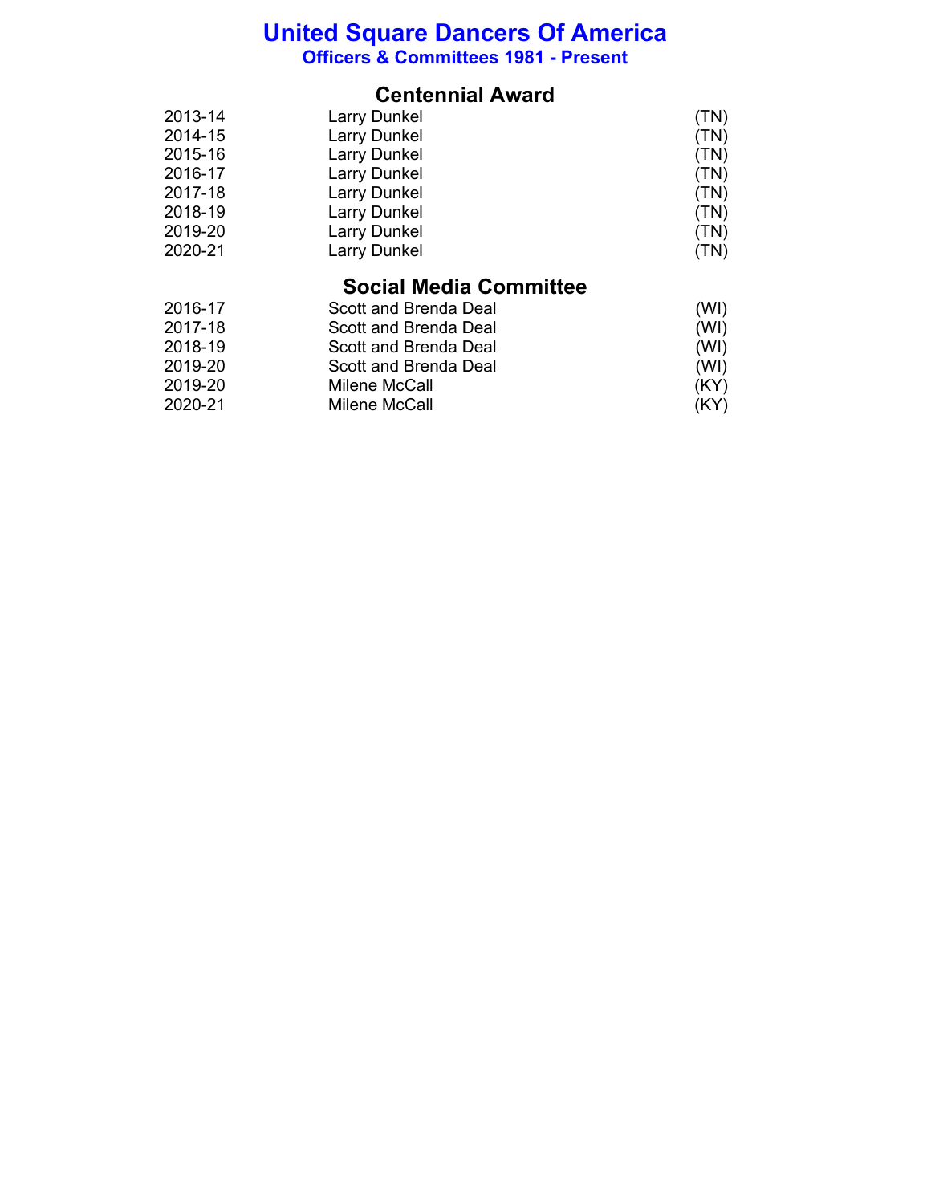# United Square Dancers Of America

## Officers & Committees 1981 - Present

### Centennial Award

| | | |
|---|---|---|
| 2013-14 | Larry Dunkel | (TN) |
| 2014-15 | Larry Dunkel | (TN) |
| 2015-16 | Larry Dunkel | (TN) |
| 2016-17 | Larry Dunkel | (TN) |
| 2017-18 | Larry Dunkel | (TN) |
| 2018-19 | Larry Dunkel | (TN) |
| 2019-20 | Larry Dunkel | (TN) |
| 2020-21 | Larry Dunkel | (TN) |

### Social Media Committee

| | | |
|---|---|---|
| 2016-17 | Scott and Brenda Deal | (WI) |
| 2017-18 | Scott and Brenda Deal | (WI) |
| 2018-19 | Scott and Brenda Deal | (WI) |
| 2019-20 | Scott and Brenda Deal | (WI) |
| 2019-20 | Milene McCall | (KY) |
| 2020-21 | Milene McCall | (KY) |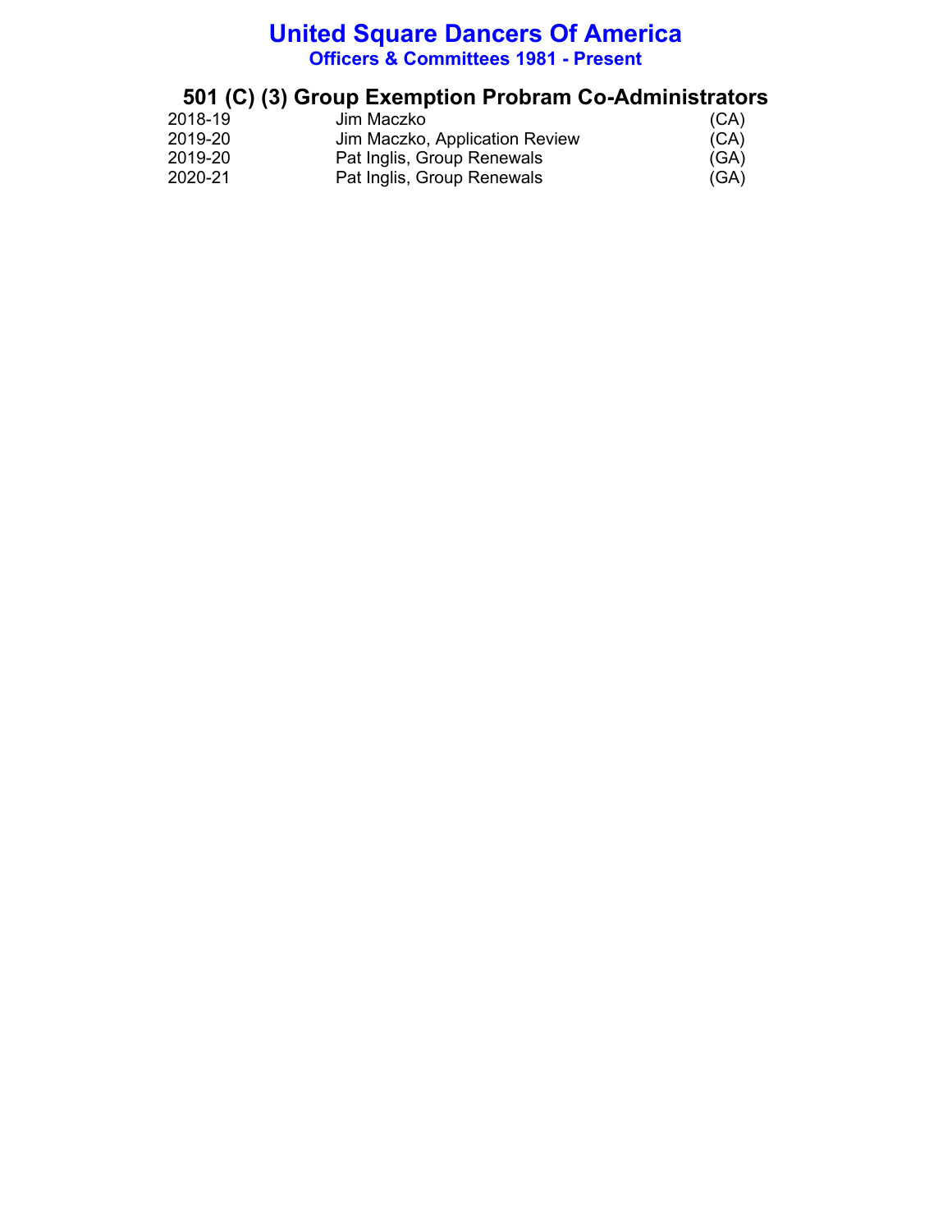# United Square Dancers Of America

**Officers & Committees 1981 - Present**

## 501 (C) (3) Group Exemption Probram Co-Administrators

| | | |
|---|---|---|
| 2018-19 | Jim Maczko | (CA) |
| 2019-20 | Jim Maczko, Application Review | (CA) |
| 2019-20 | Pat Inglis, Group Renewals | (GA) |
| 2020-21 | Pat Inglis, Group Renewals | (GA) |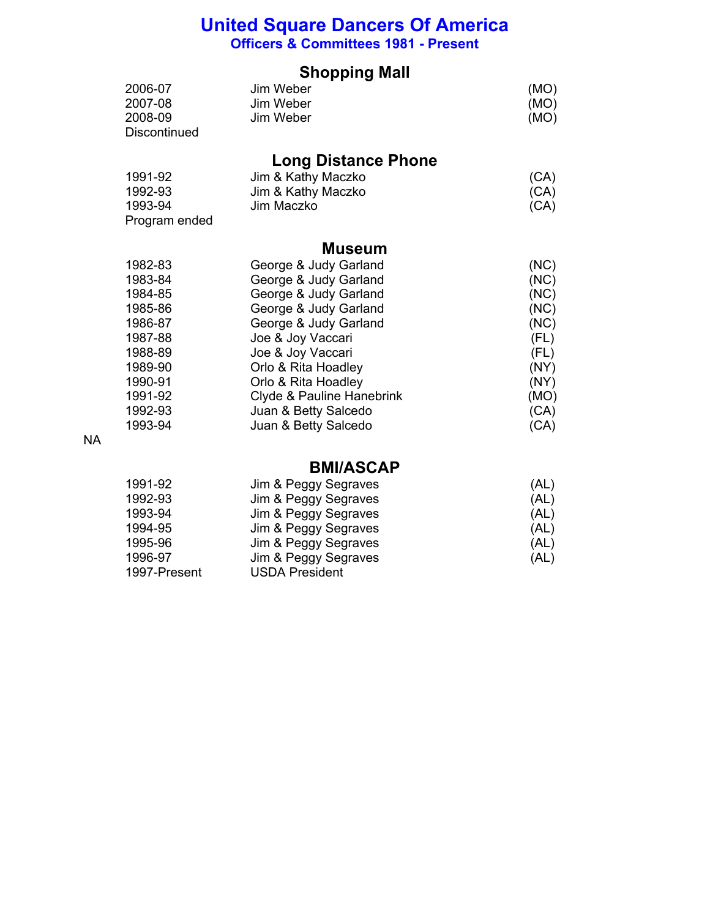# United Square Dancers Of America

## Officers & Committees 1981 - Present

### Shopping Mall

| | | |
|---|---|---|
| 2006-07 | Jim Weber | (MO) |
| 2007-08 | Jim Weber | (MO) |
| 2008-09 | Jim Weber | (MO) |
| Discontinued | | |

### Long Distance Phone

| | | |
|---|---|---|
| 1991-92 | Jim & Kathy Maczko | (CA) |
| 1992-93 | Jim & Kathy Maczko | (CA) |
| 1993-94 | Jim Maczko | (CA) |
| Program ended | | |

### Museum

| | | |
|---|---|---|
| 1982-83 | George & Judy Garland | (NC) |
| 1983-84 | George & Judy Garland | (NC) |
| 1984-85 | George & Judy Garland | (NC) |
| 1985-86 | George & Judy Garland | (NC) |
| 1986-87 | George & Judy Garland | (NC) |
| 1987-88 | Joe & Joy Vaccari | (FL) |
| 1988-89 | Joe & Joy Vaccari | (FL) |
| 1989-90 | Orlo & Rita Hoadley | (NY) |
| 1990-91 | Orlo & Rita Hoadley | (NY) |
| 1991-92 | Clyde & Pauline Hanebrink | (MO) |
| 1992-93 | Juan & Betty Salcedo | (CA) |
| 1993-94 | Juan & Betty Salcedo | (CA) |

NA

### BMI/ASCAP

| | | |
|---|---|---|
| 1991-92 | Jim & Peggy Segraves | (AL) |
| 1992-93 | Jim & Peggy Segraves | (AL) |
| 1993-94 | Jim & Peggy Segraves | (AL) |
| 1994-95 | Jim & Peggy Segraves | (AL) |
| 1995-96 | Jim & Peggy Segraves | (AL) |
| 1996-97 | Jim & Peggy Segraves | (AL) |
| 1997-Present | USDA President | |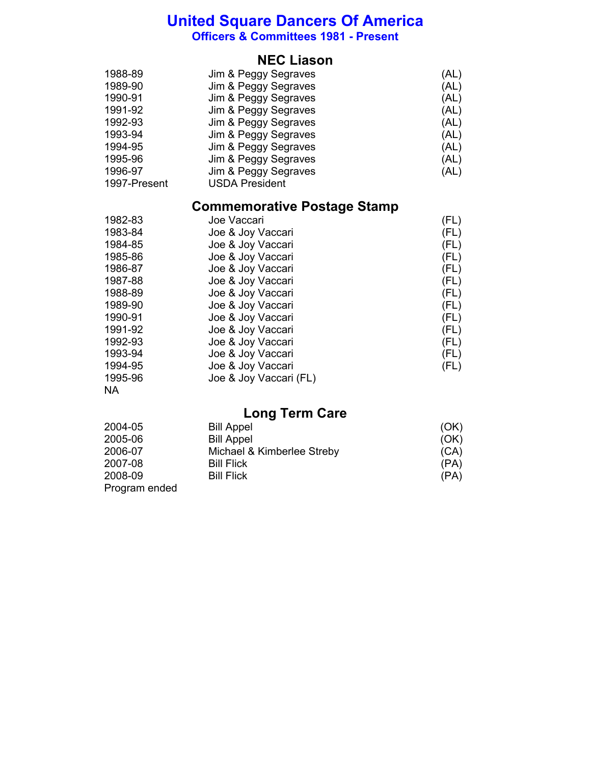# United Square Dancers Of America

## Officers & Committees 1981 - Present

### NEC Liason

| | | |
|---|---|---|
| 1988-89 | Jim & Peggy Segraves | (AL) |
| 1989-90 | Jim & Peggy Segraves | (AL) |
| 1990-91 | Jim & Peggy Segraves | (AL) |
| 1991-92 | Jim & Peggy Segraves | (AL) |
| 1992-93 | Jim & Peggy Segraves | (AL) |
| 1993-94 | Jim & Peggy Segraves | (AL) |
| 1994-95 | Jim & Peggy Segraves | (AL) |
| 1995-96 | Jim & Peggy Segraves | (AL) |
| 1996-97 | Jim & Peggy Segraves | (AL) |
| 1997-Present | USDA President | |

### Commemorative Postage Stamp

| | | |
|---|---|---|
| 1982-83 | Joe Vaccari | (FL) |
| 1983-84 | Joe & Joy Vaccari | (FL) |
| 1984-85 | Joe & Joy Vaccari | (FL) |
| 1985-86 | Joe & Joy Vaccari | (FL) |
| 1986-87 | Joe & Joy Vaccari | (FL) |
| 1987-88 | Joe & Joy Vaccari | (FL) |
| 1988-89 | Joe & Joy Vaccari | (FL) |
| 1989-90 | Joe & Joy Vaccari | (FL) |
| 1990-91 | Joe & Joy Vaccari | (FL) |
| 1991-92 | Joe & Joy Vaccari | (FL) |
| 1992-93 | Joe & Joy Vaccari | (FL) |
| 1993-94 | Joe & Joy Vaccari | (FL) |
| 1994-95 | Joe & Joy Vaccari | (FL) |
| 1995-96 | Joe & Joy Vaccari (FL) | |
| NA | | |

### Long Term Care

| | | |
|---|---|---|
| 2004-05 | Bill Appel | (OK) |
| 2005-06 | Bill Appel | (OK) |
| 2006-07 | Michael & Kimberlee Streby | (CA) |
| 2007-08 | Bill Flick | (PA) |
| 2008-09 | Bill Flick | (PA) |
| Program ended | | |